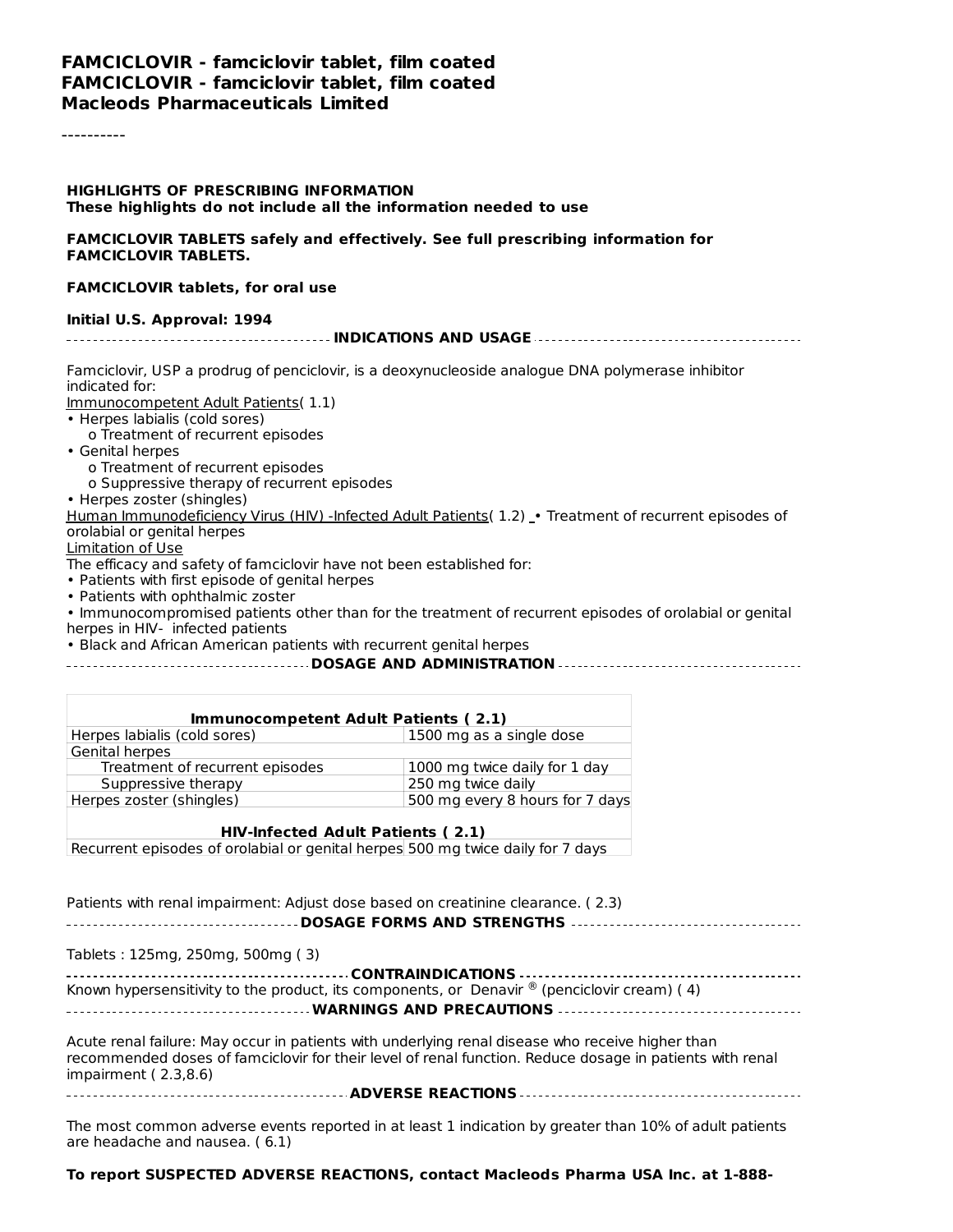**FAMCICLOVIR - famciclovir tablet, film coated**
**FAMCICLOVIR - famciclovir tablet, film coated**
**Macleods Pharmaceuticals Limited**

----------

**HIGHLIGHTS OF PRESCRIBING INFORMATION**
**These highlights do not include all the information needed to use**

**FAMCICLOVIR TABLETS safely and effectively. See full prescribing information for FAMCICLOVIR TABLETS.**

**FAMCICLOVIR tablets, for oral use**

**Initial U.S. Approval: 1994**

## INDICATIONS AND USAGE

Famciclovir, USP a prodrug of penciclovir, is a deoxynucleoside analogue DNA polymerase inhibitor indicated for:

Immunocompetent Adult Patients( 1.1)

- Herpes labialis (cold sores)
  - o Treatment of recurrent episodes
- Genital herpes
  - o Treatment of recurrent episodes
  - o Suppressive therapy of recurrent episodes
- Herpes zoster (shingles)

Human Immunodeficiency Virus (HIV) -Infected Adult Patients( 1.2) • Treatment of recurrent episodes of orolabial or genital herpes

Limitation of Use

The efficacy and safety of famciclovir have not been established for:

- Patients with first episode of genital herpes
- Patients with ophthalmic zoster
- Immunocompromised patients other than for the treatment of recurrent episodes of orolabial or genital herpes in HIV- infected patients
- Black and African American patients with recurrent genital herpes

## DOSAGE AND ADMINISTRATION

| **Immunocompetent Adult Patients ( 2.1)** | |
|---|---|
| Herpes labialis (cold sores) | 1500 mg as a single dose |
| Genital herpes | |
| Treatment of recurrent episodes | 1000 mg twice daily for 1 day |
| Suppressive therapy | 250 mg twice daily |
| Herpes zoster (shingles) | 500 mg every 8 hours for 7 days |
| **HIV-Infected Adult Patients ( 2.1)** | |
| Recurrent episodes of orolabial or genital herpes | 500 mg twice daily for 7 days |

Patients with renal impairment: Adjust dose based on creatinine clearance. ( 2.3)

## DOSAGE FORMS AND STRENGTHS

Tablets : 125mg, 250mg, 500mg ( 3)

## CONTRAINDICATIONS

Known hypersensitivity to the product, its components, or Denavir ® (penciclovir cream) ( 4)

## WARNINGS AND PRECAUTIONS

Acute renal failure: May occur in patients with underlying renal disease who receive higher than recommended doses of famciclovir for their level of renal function. Reduce dosage in patients with renal impairment ( 2.3,8.6)

## ADVERSE REACTIONS

The most common adverse events reported in at least 1 indication by greater than 10% of adult patients are headache and nausea. ( 6.1)

**To report SUSPECTED ADVERSE REACTIONS, contact Macleods Pharma USA Inc. at 1-888-**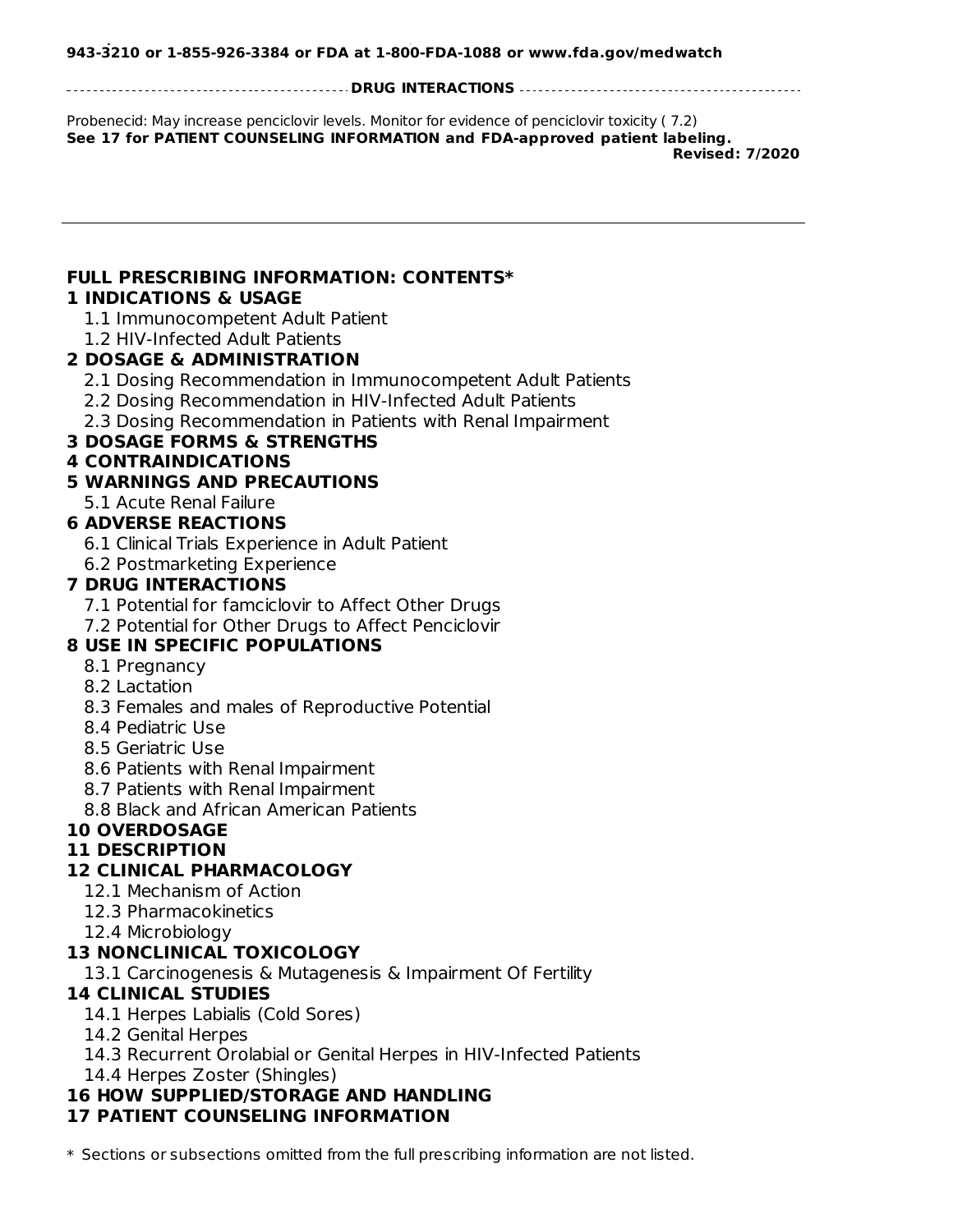**943-3210 or 1-855-926-3384 or FDA at 1-800-FDA-1088 or www.fda.gov/medwatch**

**DRUG INTERACTIONS**

Probenecid: May increase penciclovir levels. Monitor for evidence of penciclovir toxicity ( 7.2)

**See 17 for PATIENT COUNSELING INFORMATION and FDA-approved patient labeling.**

**Revised: 7/2020**

---

**FULL PRESCRIBING INFORMATION: CONTENTS***

**1 INDICATIONS & USAGE**

- 1.1 Immunocompetent Adult Patient
- 1.2 HIV-Infected Adult Patients

**2 DOSAGE & ADMINISTRATION**

- 2.1 Dosing Recommendation in Immunocompetent Adult Patients
- 2.2 Dosing Recommendation in HIV-Infected Adult Patients
- 2.3 Dosing Recommendation in Patients with Renal Impairment

**3 DOSAGE FORMS & STRENGTHS**

**4 CONTRAINDICATIONS**

**5 WARNINGS AND PRECAUTIONS**

- 5.1 Acute Renal Failure

**6 ADVERSE REACTIONS**

- 6.1 Clinical Trials Experience in Adult Patient
- 6.2 Postmarketing Experience

**7 DRUG INTERACTIONS**

- 7.1 Potential for famciclovir to Affect Other Drugs
- 7.2 Potential for Other Drugs to Affect Penciclovir

**8 USE IN SPECIFIC POPULATIONS**

- 8.1 Pregnancy
- 8.2 Lactation
- 8.3 Females and males of Reproductive Potential
- 8.4 Pediatric Use
- 8.5 Geriatric Use
- 8.6 Patients with Renal Impairment
- 8.7 Patients with Renal Impairment
- 8.8 Black and African American Patients

**10 OVERDOSAGE**

**11 DESCRIPTION**

**12 CLINICAL PHARMACOLOGY**

- 12.1 Mechanism of Action
- 12.3 Pharmacokinetics
- 12.4 Microbiology

**13 NONCLINICAL TOXICOLOGY**

- 13.1 Carcinogenesis & Mutagenesis & Impairment Of Fertility

**14 CLINICAL STUDIES**

- 14.1 Herpes Labialis (Cold Sores)
- 14.2 Genital Herpes
- 14.3 Recurrent Orolabial or Genital Herpes in HIV-Infected Patients
- 14.4 Herpes Zoster (Shingles)

**16 HOW SUPPLIED/STORAGE AND HANDLING**

**17 PATIENT COUNSELING INFORMATION**

\* Sections or subsections omitted from the full prescribing information are not listed.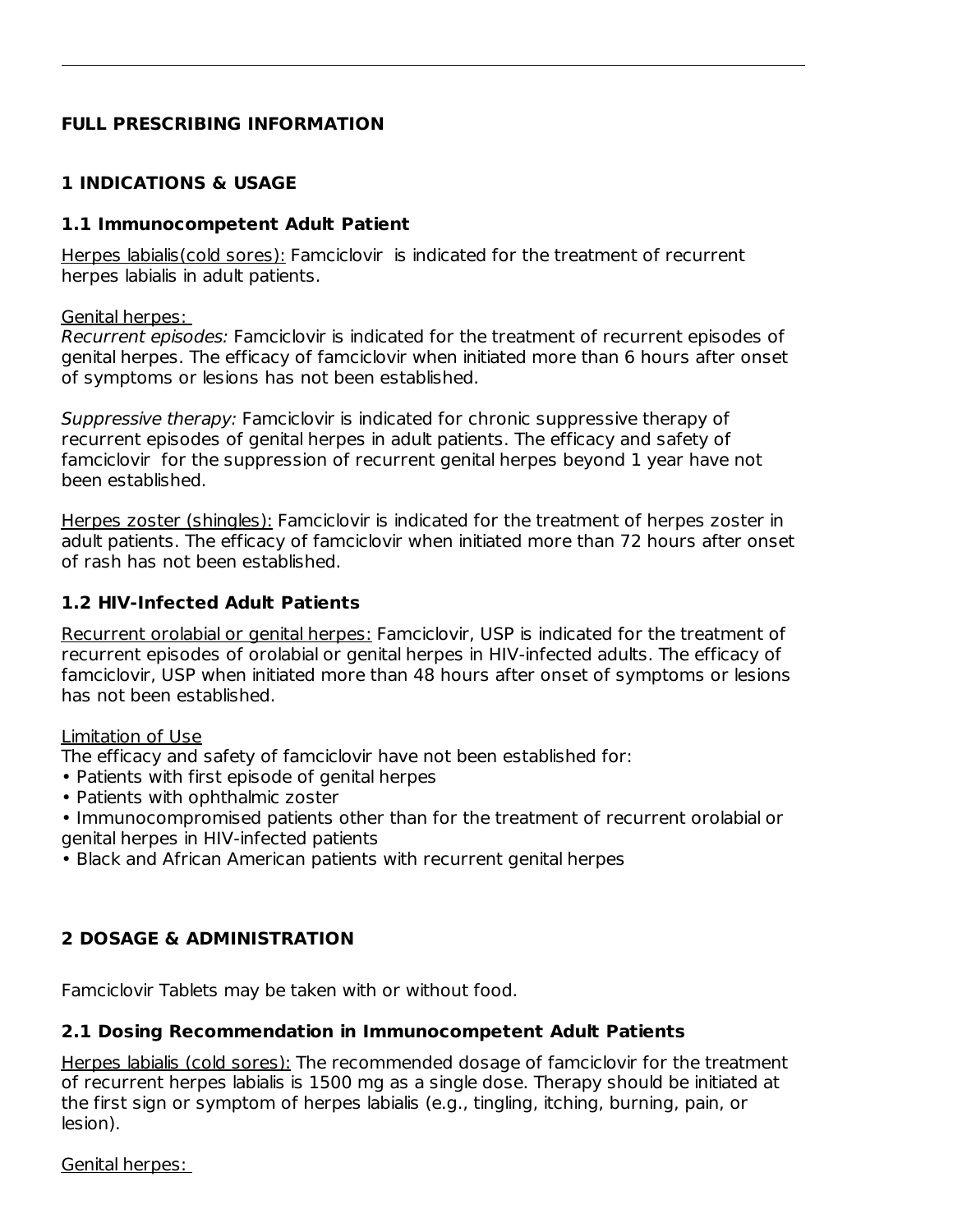## FULL PRESCRIBING INFORMATION

## 1 INDICATIONS & USAGE

### 1.1 Immunocompetent Adult Patient

Herpes labialis(cold sores): Famciclovir is indicated for the treatment of recurrent herpes labialis in adult patients.

Genital herpes:
*Recurrent episodes:* Famciclovir is indicated for the treatment of recurrent episodes of genital herpes. The efficacy of famciclovir when initiated more than 6 hours after onset of symptoms or lesions has not been established.

*Suppressive therapy:* Famciclovir is indicated for chronic suppressive therapy of recurrent episodes of genital herpes in adult patients. The efficacy and safety of famciclovir for the suppression of recurrent genital herpes beyond 1 year have not been established.

Herpes zoster (shingles): Famciclovir is indicated for the treatment of herpes zoster in adult patients. The efficacy of famciclovir when initiated more than 72 hours after onset of rash has not been established.

### 1.2 HIV-Infected Adult Patients

Recurrent orolabial or genital herpes: Famciclovir, USP is indicated for the treatment of recurrent episodes of orolabial or genital herpes in HIV-infected adults. The efficacy of famciclovir, USP when initiated more than 48 hours after onset of symptoms or lesions has not been established.

Limitation of Use
The efficacy and safety of famciclovir have not been established for:

- Patients with first episode of genital herpes
- Patients with ophthalmic zoster
- Immunocompromised patients other than for the treatment of recurrent orolabial or genital herpes in HIV-infected patients
- Black and African American patients with recurrent genital herpes

## 2 DOSAGE & ADMINISTRATION

Famciclovir Tablets may be taken with or without food.

### 2.1 Dosing Recommendation in Immunocompetent Adult Patients

Herpes labialis (cold sores): The recommended dosage of famciclovir for the treatment of recurrent herpes labialis is 1500 mg as a single dose. Therapy should be initiated at the first sign or symptom of herpes labialis (e.g., tingling, itching, burning, pain, or lesion).

Genital herpes: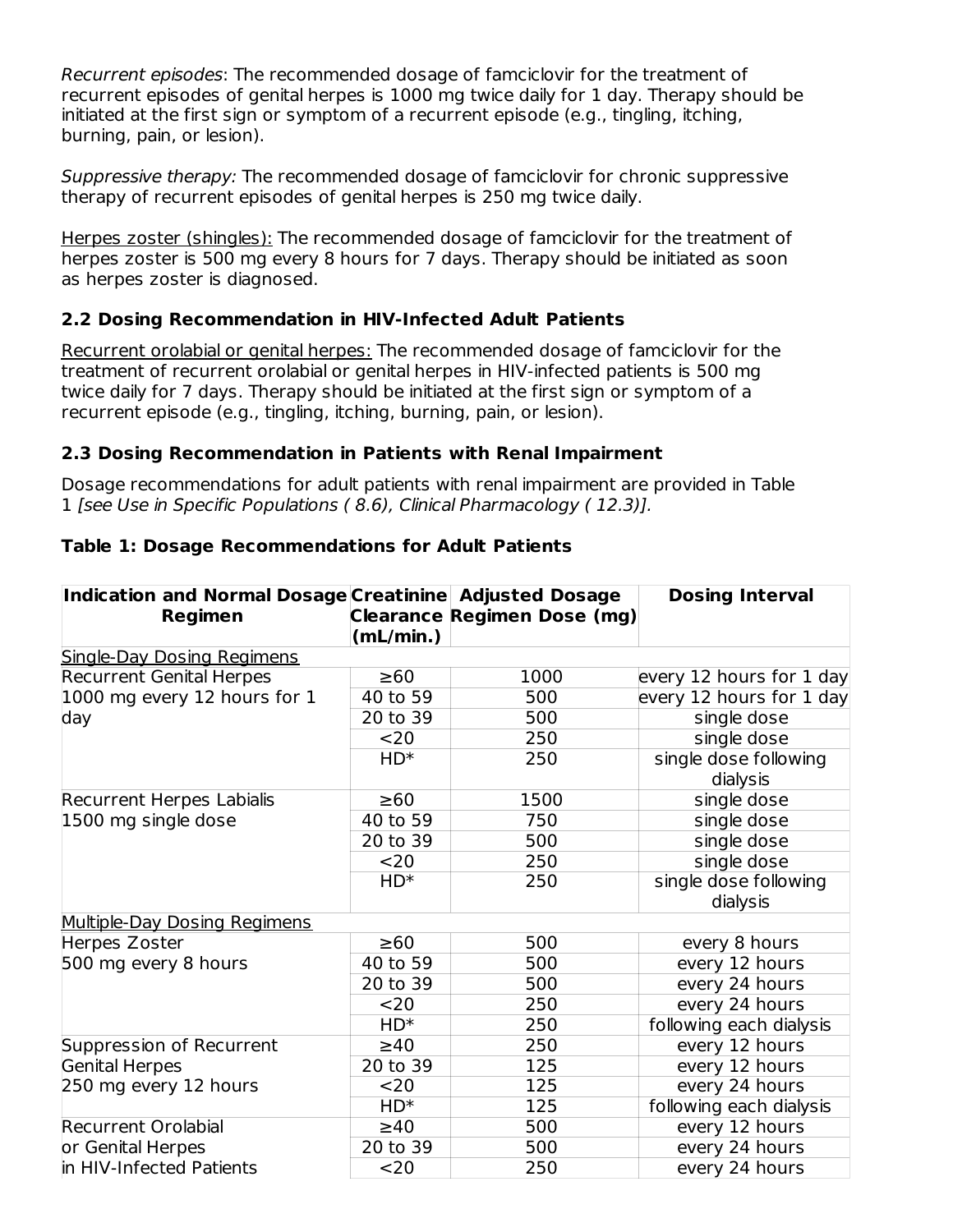*Recurrent episodes*: The recommended dosage of famciclovir for the treatment of recurrent episodes of genital herpes is 1000 mg twice daily for 1 day. Therapy should be initiated at the first sign or symptom of a recurrent episode (e.g., tingling, itching, burning, pain, or lesion).

*Suppressive therapy:* The recommended dosage of famciclovir for chronic suppressive therapy of recurrent episodes of genital herpes is 250 mg twice daily.

<u>Herpes zoster (shingles):</u> The recommended dosage of famciclovir for the treatment of herpes zoster is 500 mg every 8 hours for 7 days. Therapy should be initiated as soon as herpes zoster is diagnosed.

### 2.2 Dosing Recommendation in HIV-Infected Adult Patients

<u>Recurrent orolabial or genital herpes:</u> The recommended dosage of famciclovir for the treatment of recurrent orolabial or genital herpes in HIV-infected patients is 500 mg twice daily for 7 days. Therapy should be initiated at the first sign or symptom of a recurrent episode (e.g., tingling, itching, burning, pain, or lesion).

### 2.3 Dosing Recommendation in Patients with Renal Impairment

Dosage recommendations for adult patients with renal impairment are provided in Table 1 *[see Use in Specific Populations ( 8.6), Clinical Pharmacology ( 12.3)].*

**Table 1: Dosage Recommendations for Adult Patients**

| Indication and Normal Dosage Regimen | Creatinine Clearance (mL/min.) | Adjusted Dosage Regimen Dose (mg) | Dosing Interval |
|---|---|---|---|
| <u>Single-Day Dosing Regimens</u> | | | |
| Recurrent Genital Herpes 1000 mg every 12 hours for 1 day | ≥60 | 1000 | every 12 hours for 1 day |
| | 40 to 59 | 500 | every 12 hours for 1 day |
| | 20 to 39 | 500 | single dose |
| | <20 | 250 | single dose |
| | HD* | 250 | single dose following dialysis |
| Recurrent Herpes Labialis 1500 mg single dose | ≥60 | 1500 | single dose |
| | 40 to 59 | 750 | single dose |
| | 20 to 39 | 500 | single dose |
| | <20 | 250 | single dose |
| | HD* | 250 | single dose following dialysis |
| <u>Multiple-Day Dosing Regimens</u> | | | |
| Herpes Zoster 500 mg every 8 hours | ≥60 | 500 | every 8 hours |
| | 40 to 59 | 500 | every 12 hours |
| | 20 to 39 | 500 | every 24 hours |
| | <20 | 250 | every 24 hours |
| | HD* | 250 | following each dialysis |
| Suppression of Recurrent Genital Herpes 250 mg every 12 hours | ≥40 | 250 | every 12 hours |
| | 20 to 39 | 125 | every 12 hours |
| | <20 | 125 | every 24 hours |
| | HD* | 125 | following each dialysis |
| Recurrent Orolabial or Genital Herpes in HIV-Infected Patients | ≥40 | 500 | every 12 hours |
| | 20 to 39 | 500 | every 24 hours |
| | <20 | 250 | every 24 hours |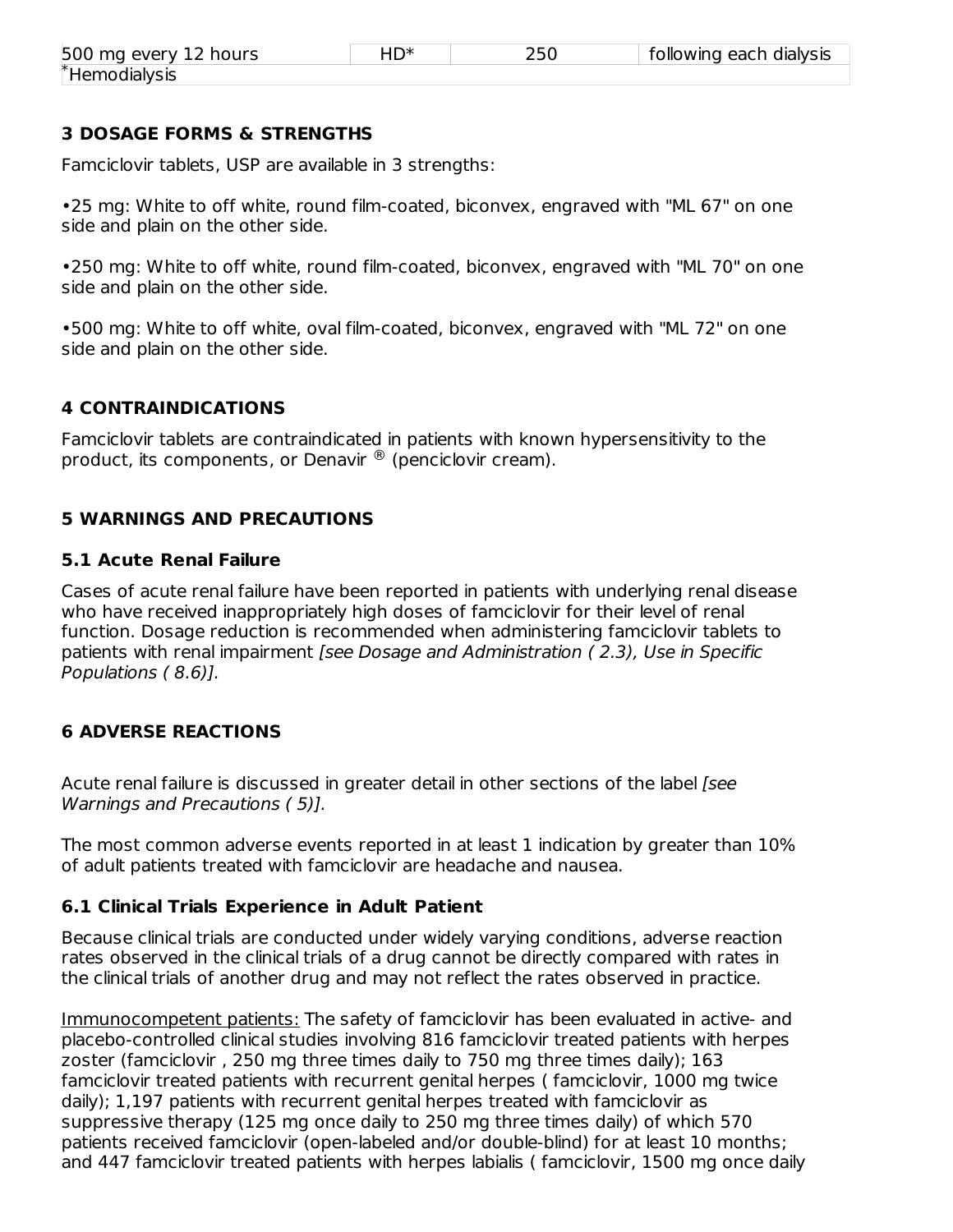| 500 mg every 12 hours | HD* | 250 | following each dialysis |
|---|---|---|---|

*Hemodialysis

## 3 DOSAGE FORMS & STRENGTHS

Famciclovir tablets, USP are available in 3 strengths:

- 25 mg: White to off white, round film-coated, biconvex, engraved with "ML 67" on one side and plain on the other side.
- 250 mg: White to off white, round film-coated, biconvex, engraved with "ML 70" on one side and plain on the other side.
- 500 mg: White to off white, oval film-coated, biconvex, engraved with "ML 72" on one side and plain on the other side.

## 4 CONTRAINDICATIONS

Famciclovir tablets are contraindicated in patients with known hypersensitivity to the product, its components, or Denavir ® (penciclovir cream).

## 5 WARNINGS AND PRECAUTIONS

### 5.1 Acute Renal Failure

Cases of acute renal failure have been reported in patients with underlying renal disease who have received inappropriately high doses of famciclovir for their level of renal function. Dosage reduction is recommended when administering famciclovir tablets to patients with renal impairment *[see Dosage and Administration ( 2.3), Use in Specific Populations ( 8.6)].*

## 6 ADVERSE REACTIONS

Acute renal failure is discussed in greater detail in other sections of the label *[see Warnings and Precautions ( 5)].*

The most common adverse events reported in at least 1 indication by greater than 10% of adult patients treated with famciclovir are headache and nausea.

### 6.1 Clinical Trials Experience in Adult Patient

Because clinical trials are conducted under widely varying conditions, adverse reaction rates observed in the clinical trials of a drug cannot be directly compared with rates in the clinical trials of another drug and may not reflect the rates observed in practice.

Immunocompetent patients: The safety of famciclovir has been evaluated in active- and placebo-controlled clinical studies involving 816 famciclovir treated patients with herpes zoster (famciclovir , 250 mg three times daily to 750 mg three times daily); 163 famciclovir treated patients with recurrent genital herpes ( famciclovir, 1000 mg twice daily); 1,197 patients with recurrent genital herpes treated with famciclovir as suppressive therapy (125 mg once daily to 250 mg three times daily) of which 570 patients received famciclovir (open-labeled and/or double-blind) for at least 10 months; and 447 famciclovir treated patients with herpes labialis ( famciclovir, 1500 mg once daily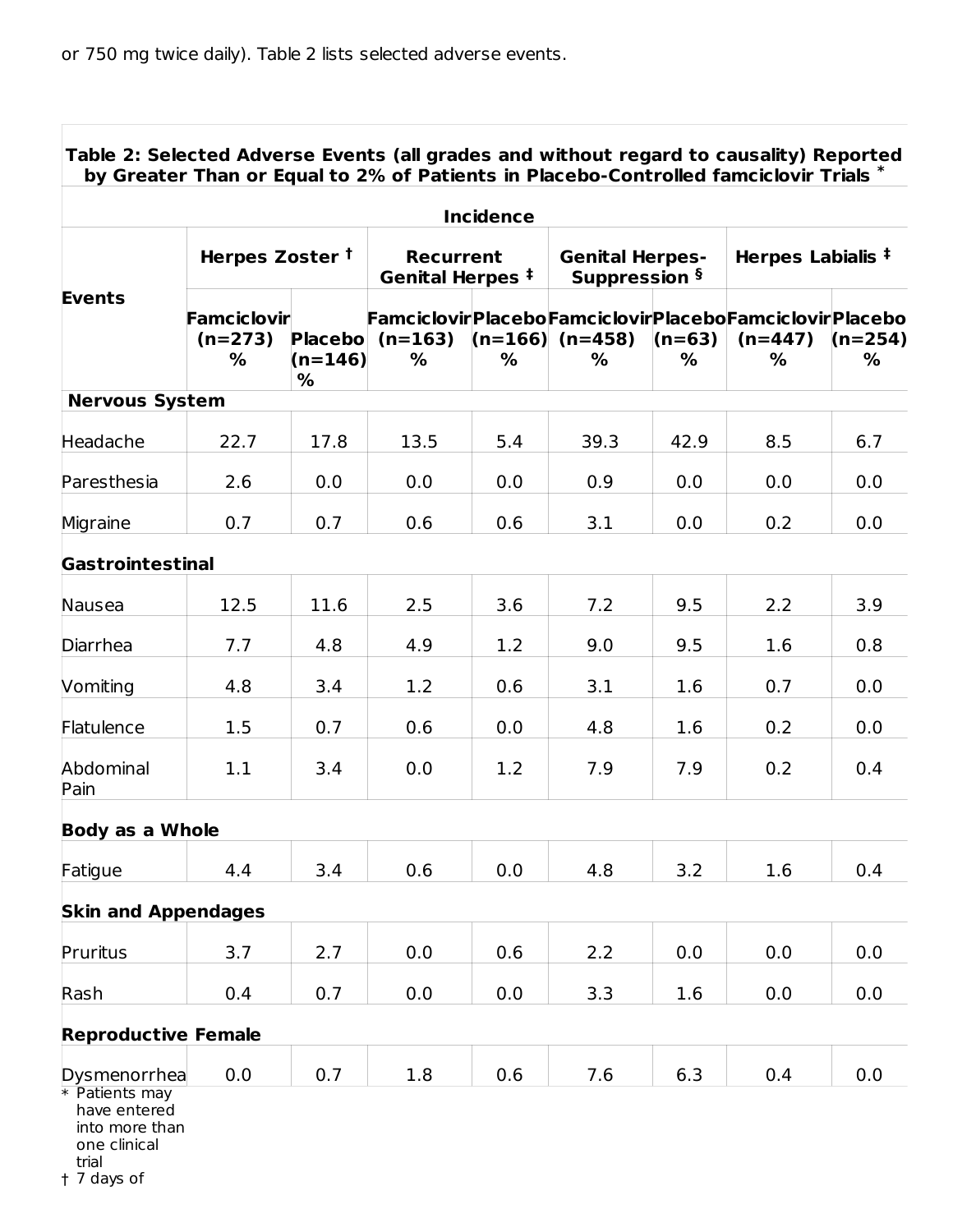or 750 mg twice daily). Table 2 lists selected adverse events.

**Table 2: Selected Adverse Events (all grades and without regard to causality) Reported by Greater Than or Equal to 2% of Patients in Placebo-Controlled famciclovir Trials \***

| Events | Incidence | | | | | | | |
|---|---|---|---|---|---|---|---|---|
| | Herpes Zoster † | | Recurrent Genital Herpes ‡ | | Genital Herpes-Suppression § | | Herpes Labialis ‡ | |
| | Famciclovir (n=273) % | Placebo (n=146) % | Famciclovir (n=163) % | Placebo (n=166) % | Famciclovir (n=458) % | Placebo (n=63) % | Famciclovir (n=447) % | Placebo (n=254) % |
| **Nervous System** | | | | | | | | |
| Headache | 22.7 | 17.8 | 13.5 | 5.4 | 39.3 | 42.9 | 8.5 | 6.7 |
| Paresthesia | 2.6 | 0.0 | 0.0 | 0.0 | 0.9 | 0.0 | 0.0 | 0.0 |
| Migraine | 0.7 | 0.7 | 0.6 | 0.6 | 3.1 | 0.0 | 0.2 | 0.0 |
| **Gastrointestinal** | | | | | | | | |
| Nausea | 12.5 | 11.6 | 2.5 | 3.6 | 7.2 | 9.5 | 2.2 | 3.9 |
| Diarrhea | 7.7 | 4.8 | 4.9 | 1.2 | 9.0 | 9.5 | 1.6 | 0.8 |
| Vomiting | 4.8 | 3.4 | 1.2 | 0.6 | 3.1 | 1.6 | 0.7 | 0.0 |
| Flatulence | 1.5 | 0.7 | 0.6 | 0.0 | 4.8 | 1.6 | 0.2 | 0.0 |
| Abdominal Pain | 1.1 | 3.4 | 0.0 | 1.2 | 7.9 | 7.9 | 0.2 | 0.4 |
| **Body as a Whole** | | | | | | | | |
| Fatigue | 4.4 | 3.4 | 0.6 | 0.0 | 4.8 | 3.2 | 1.6 | 0.4 |
| **Skin and Appendages** | | | | | | | | |
| Pruritus | 3.7 | 2.7 | 0.0 | 0.6 | 2.2 | 0.0 | 0.0 | 0.0 |
| Rash | 0.4 | 0.7 | 0.0 | 0.0 | 3.3 | 1.6 | 0.0 | 0.0 |
| **Reproductive Female** | | | | | | | | |
| Dysmenorrhea | 0.0 | 0.7 | 1.8 | 0.6 | 7.6 | 6.3 | 0.4 | 0.0 |

\* Patients may have entered into more than one clinical trial

† 7 days of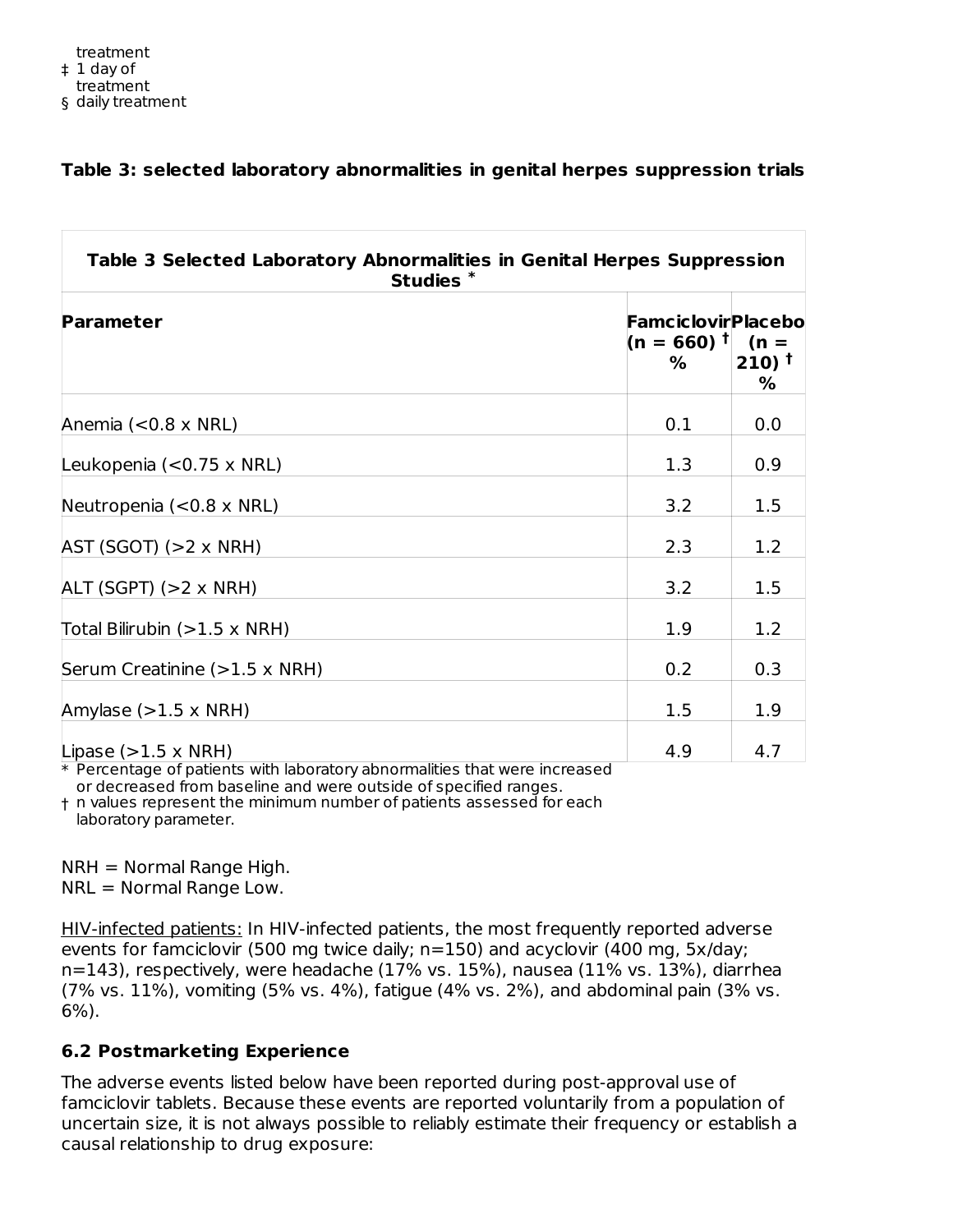treatment
‡ 1 day of treatment
§ daily treatment

**Table 3: selected laboratory abnormalities in genital herpes suppression trials**

| Parameter | Famciclovir (n = 660) † % | Placebo (n = 210) † % |
|---|---|---|
| Anemia (<0.8 x NRL) | 0.1 | 0.0 |
| Leukopenia (<0.75 x NRL) | 1.3 | 0.9 |
| Neutropenia (<0.8 x NRL) | 3.2 | 1.5 |
| AST (SGOT) (>2 x NRH) | 2.3 | 1.2 |
| ALT (SGPT) (>2 x NRH) | 3.2 | 1.5 |
| Total Bilirubin (>1.5 x NRH) | 1.9 | 1.2 |
| Serum Creatinine (>1.5 x NRH) | 0.2 | 0.3 |
| Amylase (>1.5 x NRH) | 1.5 | 1.9 |
| Lipase (>1.5 x NRH) | 4.9 | 4.7 |

Table 3 Selected Laboratory Abnormalities in Genital Herpes Suppression Studies *

\* Percentage of patients with laboratory abnormalities that were increased or decreased from baseline and were outside of specified ranges.
† n values represent the minimum number of patients assessed for each laboratory parameter.

NRH = Normal Range High.
NRL = Normal Range Low.

HIV-infected patients: In HIV-infected patients, the most frequently reported adverse events for famciclovir (500 mg twice daily; n=150) and acyclovir (400 mg, 5x/day; n=143), respectively, were headache (17% vs. 15%), nausea (11% vs. 13%), diarrhea (7% vs. 11%), vomiting (5% vs. 4%), fatigue (4% vs. 2%), and abdominal pain (3% vs. 6%).

### 6.2 Postmarketing Experience

The adverse events listed below have been reported during post-approval use of famciclovir tablets. Because these events are reported voluntarily from a population of uncertain size, it is not always possible to reliably estimate their frequency or establish a causal relationship to drug exposure: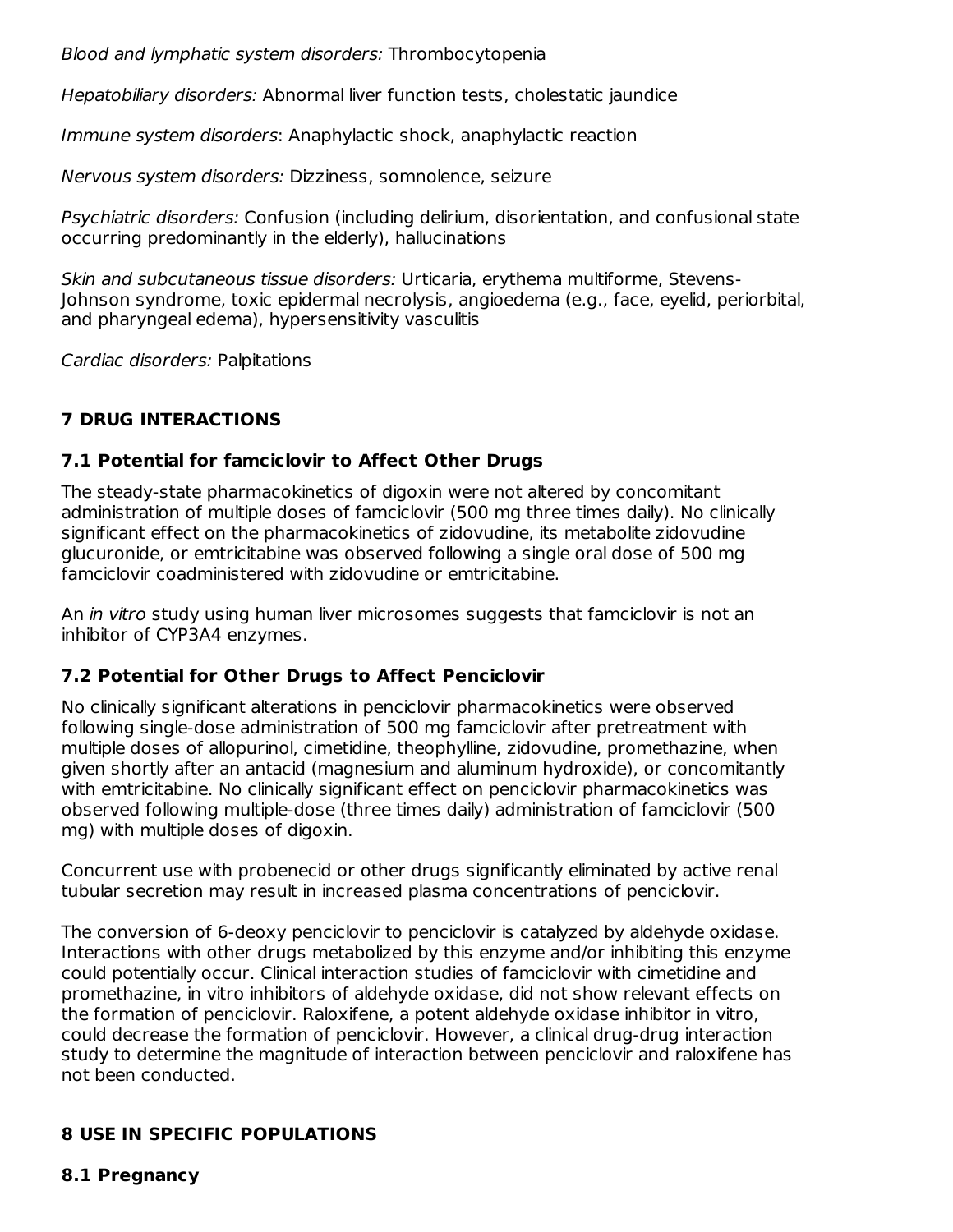*Blood and lymphatic system disorders:* Thrombocytopenia

*Hepatobiliary disorders:* Abnormal liver function tests, cholestatic jaundice

*Immune system disorders*: Anaphylactic shock, anaphylactic reaction

*Nervous system disorders:* Dizziness, somnolence, seizure

*Psychiatric disorders:* Confusion (including delirium, disorientation, and confusional state occurring predominantly in the elderly), hallucinations

*Skin and subcutaneous tissue disorders:* Urticaria, erythema multiforme, Stevens-Johnson syndrome, toxic epidermal necrolysis, angioedema (e.g., face, eyelid, periorbital, and pharyngeal edema), hypersensitivity vasculitis

*Cardiac disorders:* Palpitations

## 7 DRUG INTERACTIONS

### 7.1 Potential for famciclovir to Affect Other Drugs

The steady-state pharmacokinetics of digoxin were not altered by concomitant administration of multiple doses of famciclovir (500 mg three times daily). No clinically significant effect on the pharmacokinetics of zidovudine, its metabolite zidovudine glucuronide, or emtricitabine was observed following a single oral dose of 500 mg famciclovir coadministered with zidovudine or emtricitabine.

An *in vitro* study using human liver microsomes suggests that famciclovir is not an inhibitor of CYP3A4 enzymes.

### 7.2 Potential for Other Drugs to Affect Penciclovir

No clinically significant alterations in penciclovir pharmacokinetics were observed following single-dose administration of 500 mg famciclovir after pretreatment with multiple doses of allopurinol, cimetidine, theophylline, zidovudine, promethazine, when given shortly after an antacid (magnesium and aluminum hydroxide), or concomitantly with emtricitabine. No clinically significant effect on penciclovir pharmacokinetics was observed following multiple-dose (three times daily) administration of famciclovir (500 mg) with multiple doses of digoxin.

Concurrent use with probenecid or other drugs significantly eliminated by active renal tubular secretion may result in increased plasma concentrations of penciclovir.

The conversion of 6-deoxy penciclovir to penciclovir is catalyzed by aldehyde oxidase. Interactions with other drugs metabolized by this enzyme and/or inhibiting this enzyme could potentially occur. Clinical interaction studies of famciclovir with cimetidine and promethazine, in vitro inhibitors of aldehyde oxidase, did not show relevant effects on the formation of penciclovir. Raloxifene, a potent aldehyde oxidase inhibitor in vitro, could decrease the formation of penciclovir. However, a clinical drug-drug interaction study to determine the magnitude of interaction between penciclovir and raloxifene has not been conducted.

## 8 USE IN SPECIFIC POPULATIONS

### 8.1 Pregnancy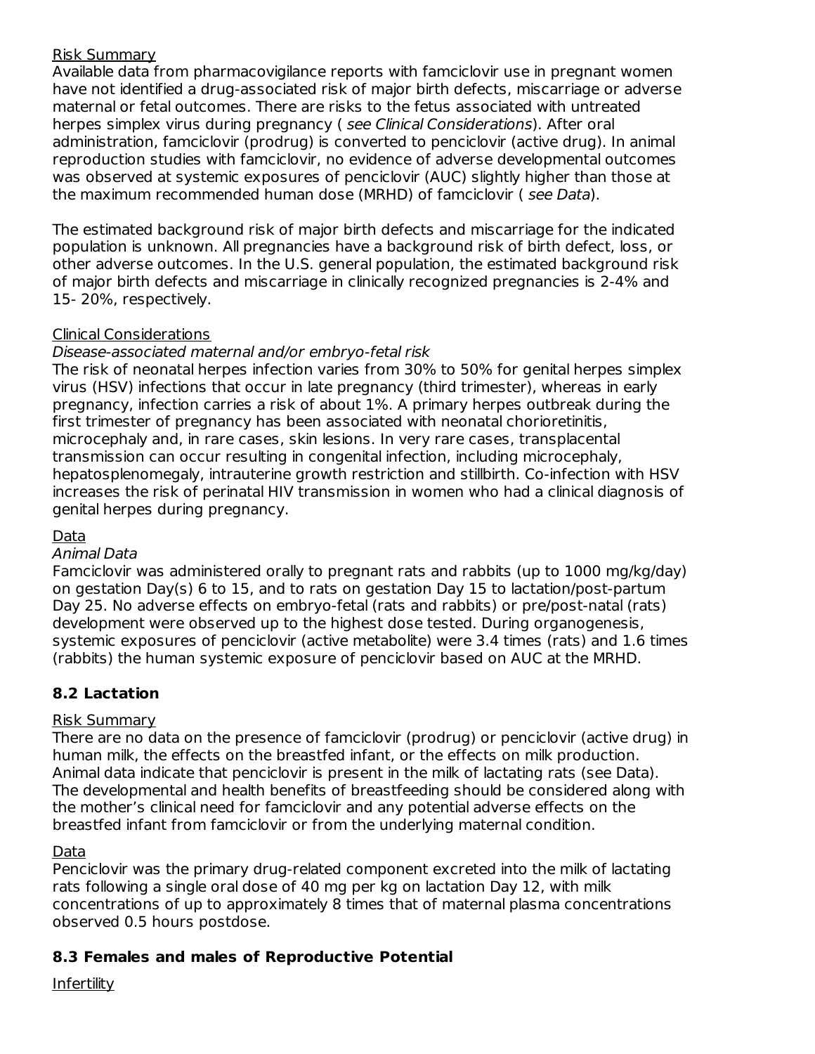Risk Summary

Available data from pharmacovigilance reports with famciclovir use in pregnant women have not identified a drug-associated risk of major birth defects, miscarriage or adverse maternal or fetal outcomes. There are risks to the fetus associated with untreated herpes simplex virus during pregnancy ( *see Clinical Considerations*). After oral administration, famciclovir (prodrug) is converted to penciclovir (active drug). In animal reproduction studies with famciclovir, no evidence of adverse developmental outcomes was observed at systemic exposures of penciclovir (AUC) slightly higher than those at the maximum recommended human dose (MRHD) of famciclovir ( *see Data*).

The estimated background risk of major birth defects and miscarriage for the indicated population is unknown. All pregnancies have a background risk of birth defect, loss, or other adverse outcomes. In the U.S. general population, the estimated background risk of major birth defects and miscarriage in clinically recognized pregnancies is 2-4% and 15- 20%, respectively.

Clinical Considerations

*Disease-associated maternal and/or embryo-fetal risk*

The risk of neonatal herpes infection varies from 30% to 50% for genital herpes simplex virus (HSV) infections that occur in late pregnancy (third trimester), whereas in early pregnancy, infection carries a risk of about 1%. A primary herpes outbreak during the first trimester of pregnancy has been associated with neonatal chorioretinitis, microcephaly and, in rare cases, skin lesions. In very rare cases, transplacental transmission can occur resulting in congenital infection, including microcephaly, hepatosplenomegaly, intrauterine growth restriction and stillbirth. Co-infection with HSV increases the risk of perinatal HIV transmission in women who had a clinical diagnosis of genital herpes during pregnancy.

Data

*Animal Data*

Famciclovir was administered orally to pregnant rats and rabbits (up to 1000 mg/kg/day) on gestation Day(s) 6 to 15, and to rats on gestation Day 15 to lactation/post-partum Day 25. No adverse effects on embryo-fetal (rats and rabbits) or pre/post-natal (rats) development were observed up to the highest dose tested. During organogenesis, systemic exposures of penciclovir (active metabolite) were 3.4 times (rats) and 1.6 times (rabbits) the human systemic exposure of penciclovir based on AUC at the MRHD.

## 8.2 Lactation

Risk Summary

There are no data on the presence of famciclovir (prodrug) or penciclovir (active drug) in human milk, the effects on the breastfed infant, or the effects on milk production. Animal data indicate that penciclovir is present in the milk of lactating rats (see Data). The developmental and health benefits of breastfeeding should be considered along with the mother's clinical need for famciclovir and any potential adverse effects on the breastfed infant from famciclovir or from the underlying maternal condition.

Data

Penciclovir was the primary drug-related component excreted into the milk of lactating rats following a single oral dose of 40 mg per kg on lactation Day 12, with milk concentrations of up to approximately 8 times that of maternal plasma concentrations observed 0.5 hours postdose.

## 8.3 Females and males of Reproductive Potential

Infertility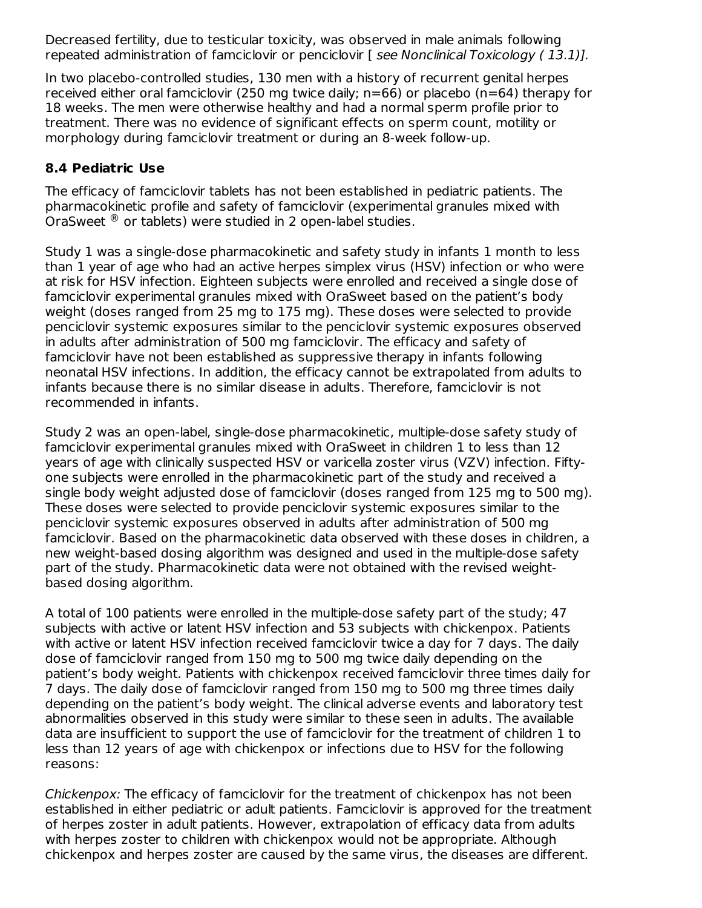Decreased fertility, due to testicular toxicity, was observed in male animals following repeated administration of famciclovir or penciclovir [ *see Nonclinical Toxicology ( 13.1)].*

In two placebo-controlled studies, 130 men with a history of recurrent genital herpes received either oral famciclovir (250 mg twice daily; n=66) or placebo (n=64) therapy for 18 weeks. The men were otherwise healthy and had a normal sperm profile prior to treatment. There was no evidence of significant effects on sperm count, motility or morphology during famciclovir treatment or during an 8-week follow-up.

### 8.4 Pediatric Use

The efficacy of famciclovir tablets has not been established in pediatric patients. The pharmacokinetic profile and safety of famciclovir (experimental granules mixed with OraSweet ® or tablets) were studied in 2 open-label studies.

Study 1 was a single-dose pharmacokinetic and safety study in infants 1 month to less than 1 year of age who had an active herpes simplex virus (HSV) infection or who were at risk for HSV infection. Eighteen subjects were enrolled and received a single dose of famciclovir experimental granules mixed with OraSweet based on the patient's body weight (doses ranged from 25 mg to 175 mg). These doses were selected to provide penciclovir systemic exposures similar to the penciclovir systemic exposures observed in adults after administration of 500 mg famciclovir. The efficacy and safety of famciclovir have not been established as suppressive therapy in infants following neonatal HSV infections. In addition, the efficacy cannot be extrapolated from adults to infants because there is no similar disease in adults. Therefore, famciclovir is not recommended in infants.

Study 2 was an open-label, single-dose pharmacokinetic, multiple-dose safety study of famciclovir experimental granules mixed with OraSweet in children 1 to less than 12 years of age with clinically suspected HSV or varicella zoster virus (VZV) infection. Fifty-one subjects were enrolled in the pharmacokinetic part of the study and received a single body weight adjusted dose of famciclovir (doses ranged from 125 mg to 500 mg). These doses were selected to provide penciclovir systemic exposures similar to the penciclovir systemic exposures observed in adults after administration of 500 mg famciclovir. Based on the pharmacokinetic data observed with these doses in children, a new weight-based dosing algorithm was designed and used in the multiple-dose safety part of the study. Pharmacokinetic data were not obtained with the revised weight-based dosing algorithm.

A total of 100 patients were enrolled in the multiple-dose safety part of the study; 47 subjects with active or latent HSV infection and 53 subjects with chickenpox. Patients with active or latent HSV infection received famciclovir twice a day for 7 days. The daily dose of famciclovir ranged from 150 mg to 500 mg twice daily depending on the patient's body weight. Patients with chickenpox received famciclovir three times daily for 7 days. The daily dose of famciclovir ranged from 150 mg to 500 mg three times daily depending on the patient's body weight. The clinical adverse events and laboratory test abnormalities observed in this study were similar to these seen in adults. The available data are insufficient to support the use of famciclovir for the treatment of children 1 to less than 12 years of age with chickenpox or infections due to HSV for the following reasons:

*Chickenpox:* The efficacy of famciclovir for the treatment of chickenpox has not been established in either pediatric or adult patients. Famciclovir is approved for the treatment of herpes zoster in adult patients. However, extrapolation of efficacy data from adults with herpes zoster to children with chickenpox would not be appropriate. Although chickenpox and herpes zoster are caused by the same virus, the diseases are different.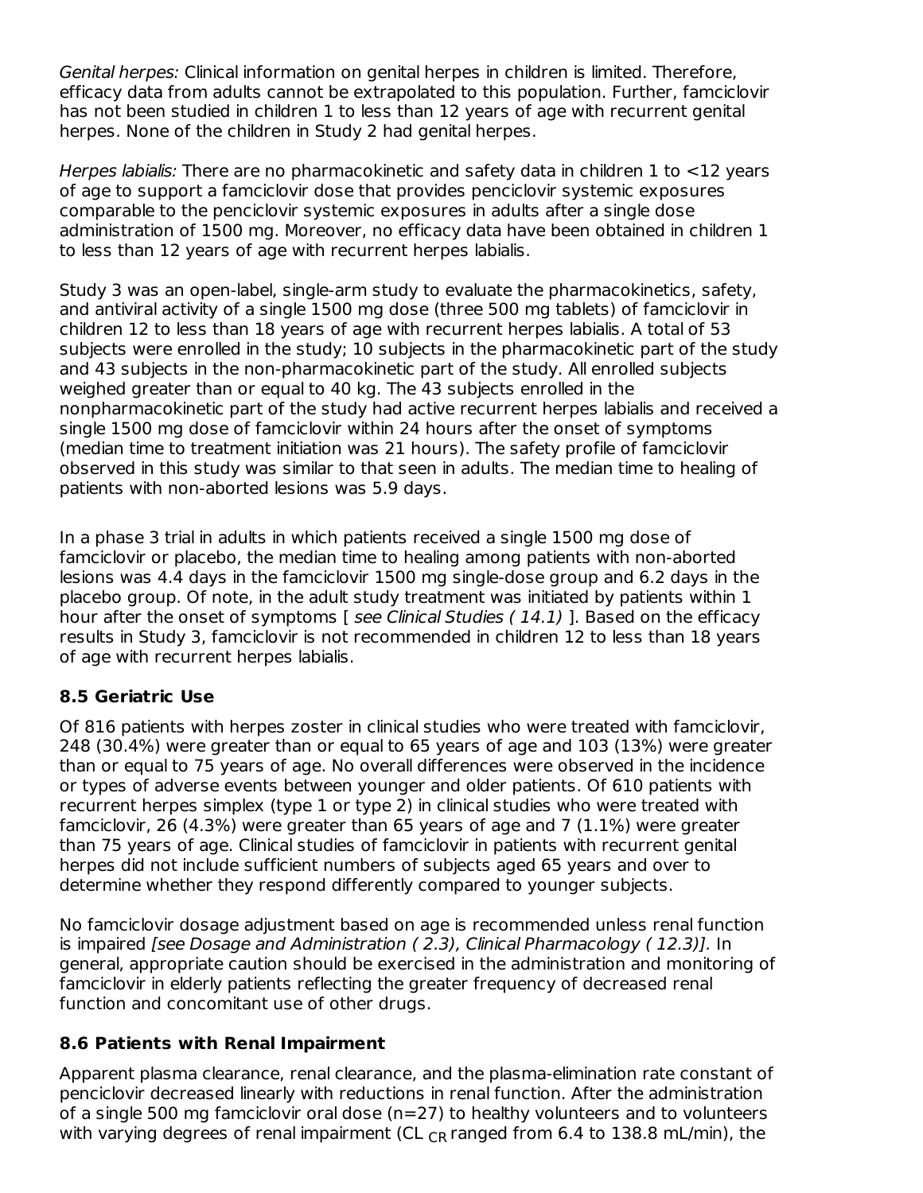*Genital herpes:* Clinical information on genital herpes in children is limited. Therefore, efficacy data from adults cannot be extrapolated to this population. Further, famciclovir has not been studied in children 1 to less than 12 years of age with recurrent genital herpes. None of the children in Study 2 had genital herpes.

*Herpes labialis:* There are no pharmacokinetic and safety data in children 1 to <12 years of age to support a famciclovir dose that provides penciclovir systemic exposures comparable to the penciclovir systemic exposures in adults after a single dose administration of 1500 mg. Moreover, no efficacy data have been obtained in children 1 to less than 12 years of age with recurrent herpes labialis.

Study 3 was an open-label, single-arm study to evaluate the pharmacokinetics, safety, and antiviral activity of a single 1500 mg dose (three 500 mg tablets) of famciclovir in children 12 to less than 18 years of age with recurrent herpes labialis. A total of 53 subjects were enrolled in the study; 10 subjects in the pharmacokinetic part of the study and 43 subjects in the non-pharmacokinetic part of the study. All enrolled subjects weighed greater than or equal to 40 kg. The 43 subjects enrolled in the nonpharmacokinetic part of the study had active recurrent herpes labialis and received a single 1500 mg dose of famciclovir within 24 hours after the onset of symptoms (median time to treatment initiation was 21 hours). The safety profile of famciclovir observed in this study was similar to that seen in adults. The median time to healing of patients with non-aborted lesions was 5.9 days.

In a phase 3 trial in adults in which patients received a single 1500 mg dose of famciclovir or placebo, the median time to healing among patients with non-aborted lesions was 4.4 days in the famciclovir 1500 mg single-dose group and 6.2 days in the placebo group. Of note, in the adult study treatment was initiated by patients within 1 hour after the onset of symptoms [ *see Clinical Studies ( 14.1)* ]. Based on the efficacy results in Study 3, famciclovir is not recommended in children 12 to less than 18 years of age with recurrent herpes labialis.

### 8.5 Geriatric Use

Of 816 patients with herpes zoster in clinical studies who were treated with famciclovir, 248 (30.4%) were greater than or equal to 65 years of age and 103 (13%) were greater than or equal to 75 years of age. No overall differences were observed in the incidence or types of adverse events between younger and older patients. Of 610 patients with recurrent herpes simplex (type 1 or type 2) in clinical studies who were treated with famciclovir, 26 (4.3%) were greater than 65 years of age and 7 (1.1%) were greater than 75 years of age. Clinical studies of famciclovir in patients with recurrent genital herpes did not include sufficient numbers of subjects aged 65 years and over to determine whether they respond differently compared to younger subjects.

No famciclovir dosage adjustment based on age is recommended unless renal function is impaired *[see Dosage and Administration ( 2.3), Clinical Pharmacology ( 12.3)].* In general, appropriate caution should be exercised in the administration and monitoring of famciclovir in elderly patients reflecting the greater frequency of decreased renal function and concomitant use of other drugs.

### 8.6 Patients with Renal Impairment

Apparent plasma clearance, renal clearance, and the plasma-elimination rate constant of penciclovir decreased linearly with reductions in renal function. After the administration of a single 500 mg famciclovir oral dose (n=27) to healthy volunteers and to volunteers with varying degrees of renal impairment ($CL_{CR}$ ranged from 6.4 to 138.8 mL/min), the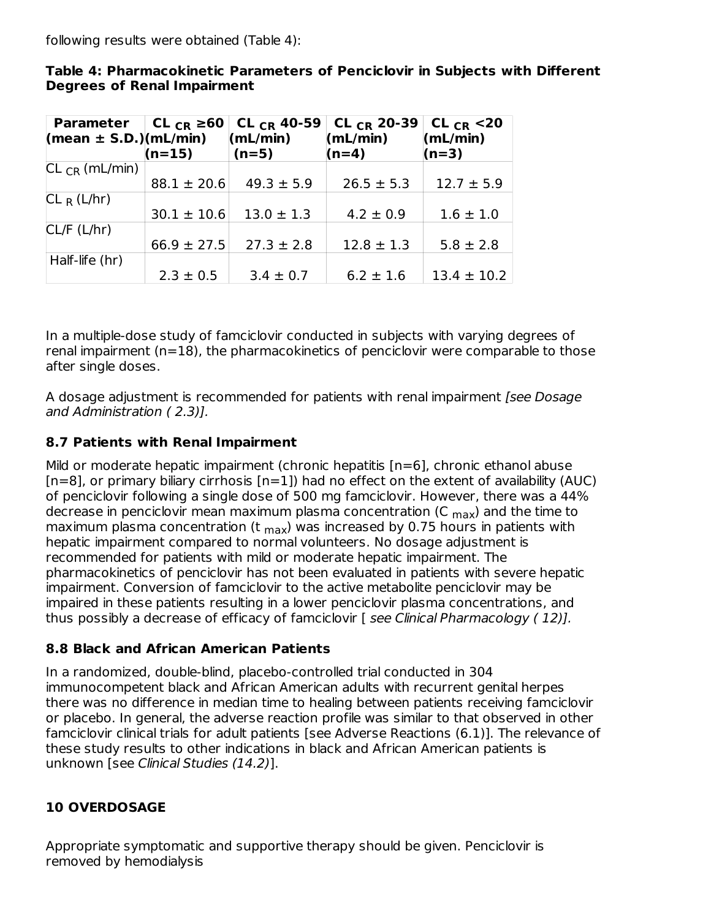following results were obtained (Table 4):

**Table 4: Pharmacokinetic Parameters of Penciclovir in Subjects with Different Degrees of Renal Impairment**

| Parameter (mean ± S.D.) | $CL_{CR}$ ≥60 (mL/min) (n=15) | $CL_{CR}$ 40-59 (mL/min) (n=5) | $CL_{CR}$ 20-39 (mL/min) (n=4) | $CL_{CR}$ <20 (mL/min) (n=3) |
|---|---|---|---|---|
| $CL_{CR}$ (mL/min) | 88.1 ± 20.6 | 49.3 ± 5.9 | 26.5 ± 5.3 | 12.7 ± 5.9 |
| $CL_{R}$ (L/hr) | 30.1 ± 10.6 | 13.0 ± 1.3 | 4.2 ± 0.9 | 1.6 ± 1.0 |
| CL/F (L/hr) | 66.9 ± 27.5 | 27.3 ± 2.8 | 12.8 ± 1.3 | 5.8 ± 2.8 |
| Half-life (hr) | 2.3 ± 0.5 | 3.4 ± 0.7 | 6.2 ± 1.6 | 13.4 ± 10.2 |

In a multiple-dose study of famciclovir conducted in subjects with varying degrees of renal impairment (n=18), the pharmacokinetics of penciclovir were comparable to those after single doses.

A dosage adjustment is recommended for patients with renal impairment *[see Dosage and Administration ( 2.3)].*

### 8.7 Patients with Renal Impairment

Mild or moderate hepatic impairment (chronic hepatitis [n=6], chronic ethanol abuse [n=8], or primary biliary cirrhosis [n=1]) had no effect on the extent of availability (AUC) of penciclovir following a single dose of 500 mg famciclovir. However, there was a 44% decrease in penciclovir mean maximum plasma concentration ($C_{max}$) and the time to maximum plasma concentration ($t_{max}$) was increased by 0.75 hours in patients with hepatic impairment compared to normal volunteers. No dosage adjustment is recommended for patients with mild or moderate hepatic impairment. The pharmacokinetics of penciclovir has not been evaluated in patients with severe hepatic impairment. Conversion of famciclovir to the active metabolite penciclovir may be impaired in these patients resulting in a lower penciclovir plasma concentrations, and thus possibly a decrease of efficacy of famciclovir [ *see Clinical Pharmacology ( 12)].*

### 8.8 Black and African American Patients

In a randomized, double-blind, placebo-controlled trial conducted in 304 immunocompetent black and African American adults with recurrent genital herpes there was no difference in median time to healing between patients receiving famciclovir or placebo. In general, the adverse reaction profile was similar to that observed in other famciclovir clinical trials for adult patients [see Adverse Reactions (6.1)]. The relevance of these study results to other indications in black and African American patients is unknown [see *Clinical Studies (14.2)*].

## 10 OVERDOSAGE

Appropriate symptomatic and supportive therapy should be given. Penciclovir is removed by hemodialysis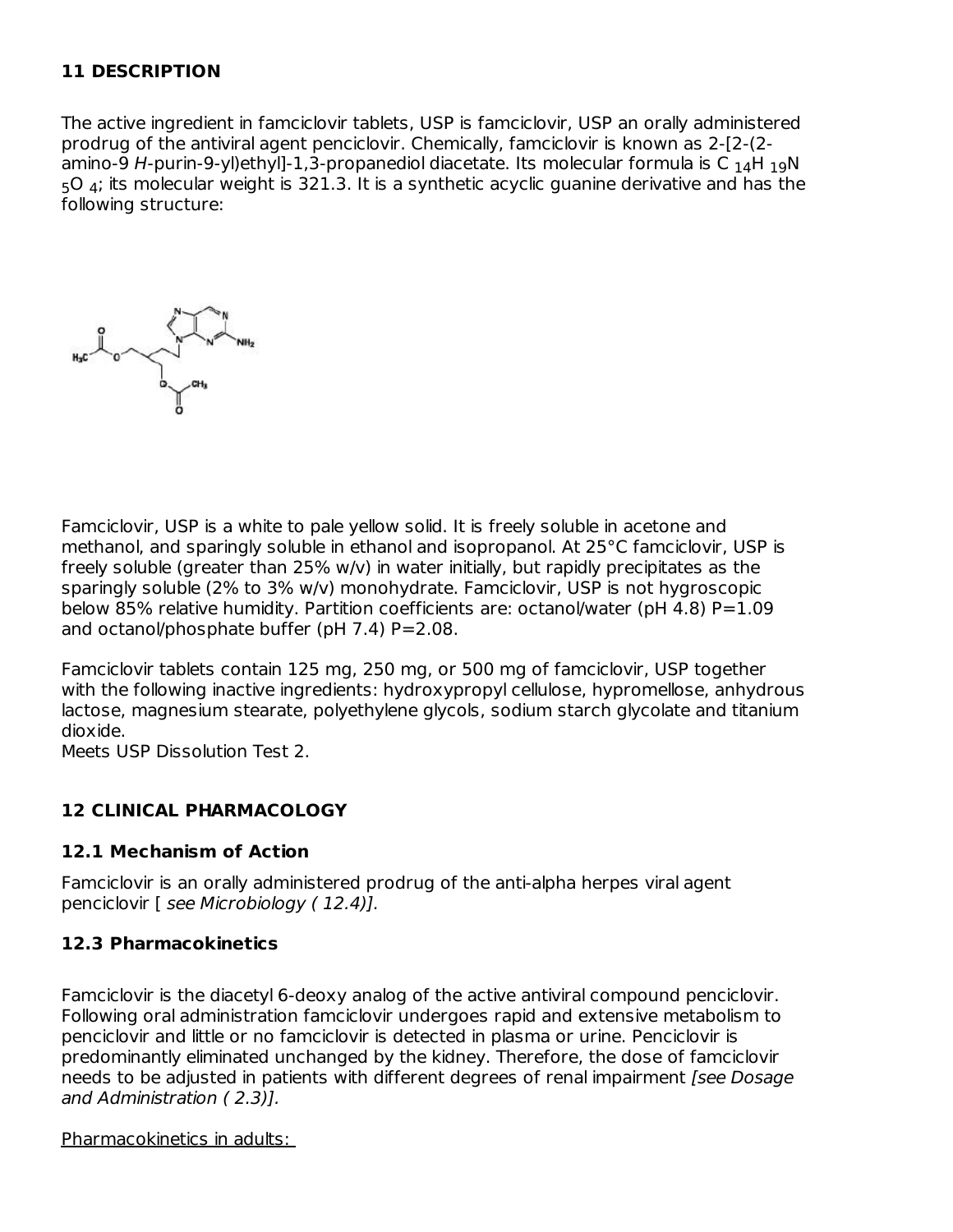## 11 DESCRIPTION

The active ingredient in famciclovir tablets, USP is famciclovir, USP an orally administered prodrug of the antiviral agent penciclovir. Chemically, famciclovir is known as 2-[2-(2-amino-9 *H*-purin-9-yl)ethyl]-1,3-propanediol diacetate. Its molecular formula is $C_{14}H_{19}N_5O_4$; its molecular weight is 321.3. It is a synthetic acyclic guanine derivative and has the following structure:

Famciclovir, USP is a white to pale yellow solid. It is freely soluble in acetone and methanol, and sparingly soluble in ethanol and isopropanol. At 25°C famciclovir, USP is freely soluble (greater than 25% w/v) in water initially, but rapidly precipitates as the sparingly soluble (2% to 3% w/v) monohydrate. Famciclovir, USP is not hygroscopic below 85% relative humidity. Partition coefficients are: octanol/water (pH 4.8) P=1.09 and octanol/phosphate buffer (pH 7.4) P=2.08.

Famciclovir tablets contain 125 mg, 250 mg, or 500 mg of famciclovir, USP together with the following inactive ingredients: hydroxypropyl cellulose, hypromellose, anhydrous lactose, magnesium stearate, polyethylene glycols, sodium starch glycolate and titanium dioxide.
Meets USP Dissolution Test 2.

## 12 CLINICAL PHARMACOLOGY

### 12.1 Mechanism of Action

Famciclovir is an orally administered prodrug of the anti-alpha herpes viral agent penciclovir [ *see Microbiology ( 12.4)].*

### 12.3 Pharmacokinetics

Famciclovir is the diacetyl 6-deoxy analog of the active antiviral compound penciclovir. Following oral administration famciclovir undergoes rapid and extensive metabolism to penciclovir and little or no famciclovir is detected in plasma or urine. Penciclovir is predominantly eliminated unchanged by the kidney. Therefore, the dose of famciclovir needs to be adjusted in patients with different degrees of renal impairment *[see Dosage and Administration ( 2.3)].*

Pharmacokinetics in adults: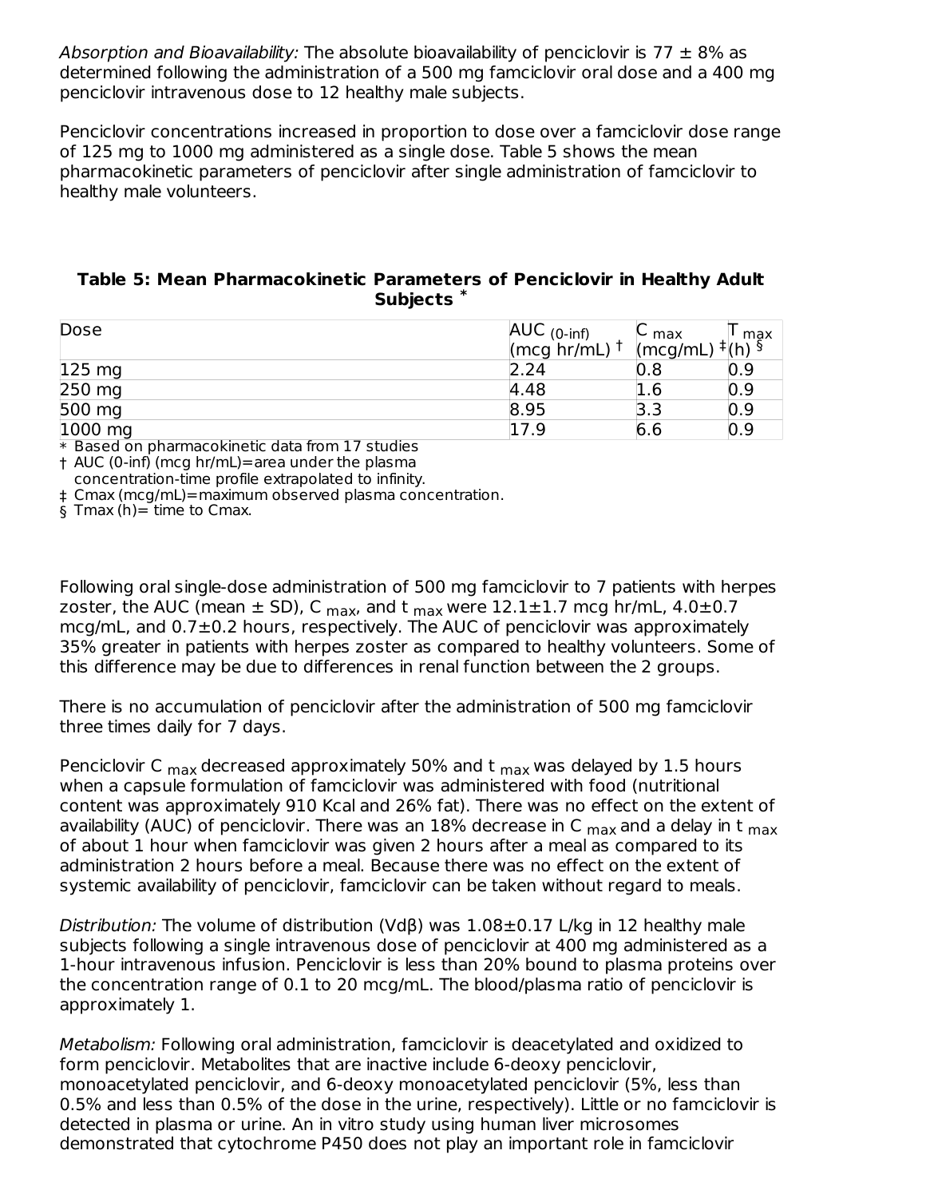*Absorption and Bioavailability:* The absolute bioavailability of penciclovir is 77 ± 8% as determined following the administration of a 500 mg famciclovir oral dose and a 400 mg penciclovir intravenous dose to 12 healthy male subjects.

Penciclovir concentrations increased in proportion to dose over a famciclovir dose range of 125 mg to 1000 mg administered as a single dose. Table 5 shows the mean pharmacokinetic parameters of penciclovir after single administration of famciclovir to healthy male volunteers.

**Table 5: Mean Pharmacokinetic Parameters of Penciclovir in Healthy Adult Subjects \***

| Dose | $AUC_{(0\text{-}inf)}$ (mcg hr/mL) † | $C_{max}$ (mcg/mL) ‡ | $T_{max}$ (h) § |
|---|---|---|---|
| 125 mg | 2.24 | 0.8 | 0.9 |
| 250 mg | 4.48 | 1.6 | 0.9 |
| 500 mg | 8.95 | 3.3 | 0.9 |
| 1000 mg | 17.9 | 6.6 | 0.9 |

\* Based on pharmacokinetic data from 17 studies
† AUC (0-inf) (mcg hr/mL)=area under the plasma concentration-time profile extrapolated to infinity.
‡ Cmax (mcg/mL)=maximum observed plasma concentration.
§ Tmax (h)= time to Cmax.

Following oral single-dose administration of 500 mg famciclovir to 7 patients with herpes zoster, the AUC (mean ± SD), $C_{max}$, and $t_{max}$ were 12.1±1.7 mcg hr/mL, 4.0±0.7 mcg/mL, and 0.7±0.2 hours, respectively. The AUC of penciclovir was approximately 35% greater in patients with herpes zoster as compared to healthy volunteers. Some of this difference may be due to differences in renal function between the 2 groups.

There is no accumulation of penciclovir after the administration of 500 mg famciclovir three times daily for 7 days.

Penciclovir $C_{max}$ decreased approximately 50% and $t_{max}$ was delayed by 1.5 hours when a capsule formulation of famciclovir was administered with food (nutritional content was approximately 910 Kcal and 26% fat). There was no effect on the extent of availability (AUC) of penciclovir. There was an 18% decrease in $C_{max}$ and a delay in $t_{max}$ of about 1 hour when famciclovir was given 2 hours after a meal as compared to its administration 2 hours before a meal. Because there was no effect on the extent of systemic availability of penciclovir, famciclovir can be taken without regard to meals.

*Distribution:* The volume of distribution (Vdβ) was 1.08±0.17 L/kg in 12 healthy male subjects following a single intravenous dose of penciclovir at 400 mg administered as a 1-hour intravenous infusion. Penciclovir is less than 20% bound to plasma proteins over the concentration range of 0.1 to 20 mcg/mL. The blood/plasma ratio of penciclovir is approximately 1.

*Metabolism:* Following oral administration, famciclovir is deacetylated and oxidized to form penciclovir. Metabolites that are inactive include 6-deoxy penciclovir, monoacetylated penciclovir, and 6-deoxy monoacetylated penciclovir (5%, less than 0.5% and less than 0.5% of the dose in the urine, respectively). Little or no famciclovir is detected in plasma or urine. An in vitro study using human liver microsomes demonstrated that cytochrome P450 does not play an important role in famciclovir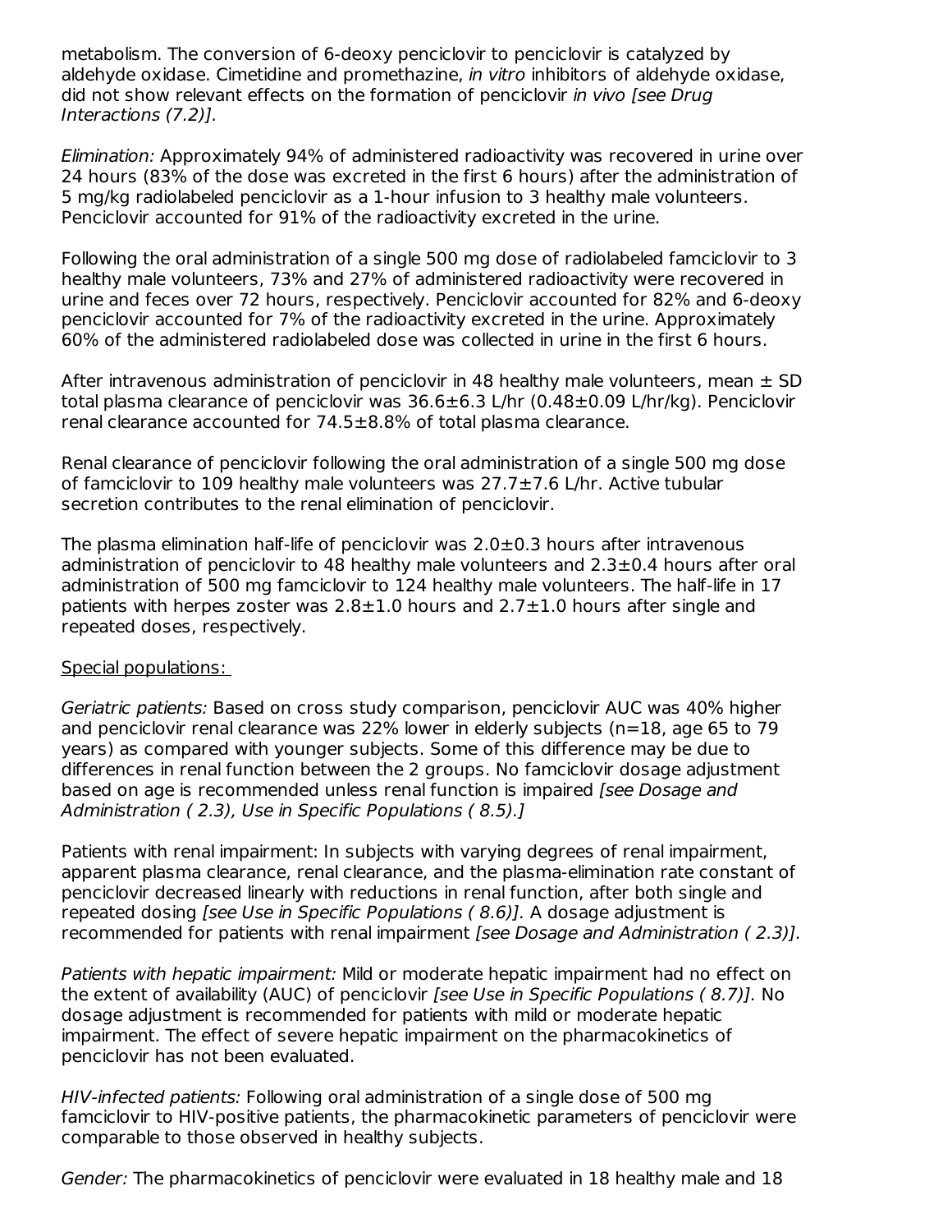metabolism. The conversion of 6-deoxy penciclovir to penciclovir is catalyzed by aldehyde oxidase. Cimetidine and promethazine, *in vitro* inhibitors of aldehyde oxidase, did not show relevant effects on the formation of penciclovir *in vivo [see Drug Interactions (7.2)].*

*Elimination:* Approximately 94% of administered radioactivity was recovered in urine over 24 hours (83% of the dose was excreted in the first 6 hours) after the administration of 5 mg/kg radiolabeled penciclovir as a 1-hour infusion to 3 healthy male volunteers. Penciclovir accounted for 91% of the radioactivity excreted in the urine.

Following the oral administration of a single 500 mg dose of radiolabeled famciclovir to 3 healthy male volunteers, 73% and 27% of administered radioactivity were recovered in urine and feces over 72 hours, respectively. Penciclovir accounted for 82% and 6-deoxy penciclovir accounted for 7% of the radioactivity excreted in the urine. Approximately 60% of the administered radiolabeled dose was collected in urine in the first 6 hours.

After intravenous administration of penciclovir in 48 healthy male volunteers, mean ± SD total plasma clearance of penciclovir was 36.6±6.3 L/hr (0.48±0.09 L/hr/kg). Penciclovir renal clearance accounted for 74.5±8.8% of total plasma clearance.

Renal clearance of penciclovir following the oral administration of a single 500 mg dose of famciclovir to 109 healthy male volunteers was 27.7±7.6 L/hr. Active tubular secretion contributes to the renal elimination of penciclovir.

The plasma elimination half-life of penciclovir was 2.0±0.3 hours after intravenous administration of penciclovir to 48 healthy male volunteers and 2.3±0.4 hours after oral administration of 500 mg famciclovir to 124 healthy male volunteers. The half-life in 17 patients with herpes zoster was 2.8±1.0 hours and 2.7±1.0 hours after single and repeated doses, respectively.

Special populations:

*Geriatric patients:* Based on cross study comparison, penciclovir AUC was 40% higher and penciclovir renal clearance was 22% lower in elderly subjects (n=18, age 65 to 79 years) as compared with younger subjects. Some of this difference may be due to differences in renal function between the 2 groups. No famciclovir dosage adjustment based on age is recommended unless renal function is impaired *[see Dosage and Administration ( 2.3), Use in Specific Populations ( 8.5).]*

Patients with renal impairment: In subjects with varying degrees of renal impairment, apparent plasma clearance, renal clearance, and the plasma-elimination rate constant of penciclovir decreased linearly with reductions in renal function, after both single and repeated dosing *[see Use in Specific Populations ( 8.6)].* A dosage adjustment is recommended for patients with renal impairment *[see Dosage and Administration ( 2.3)].*

*Patients with hepatic impairment:* Mild or moderate hepatic impairment had no effect on the extent of availability (AUC) of penciclovir *[see Use in Specific Populations ( 8.7)].* No dosage adjustment is recommended for patients with mild or moderate hepatic impairment. The effect of severe hepatic impairment on the pharmacokinetics of penciclovir has not been evaluated.

*HIV-infected patients:* Following oral administration of a single dose of 500 mg famciclovir to HIV-positive patients, the pharmacokinetic parameters of penciclovir were comparable to those observed in healthy subjects.

*Gender:* The pharmacokinetics of penciclovir were evaluated in 18 healthy male and 18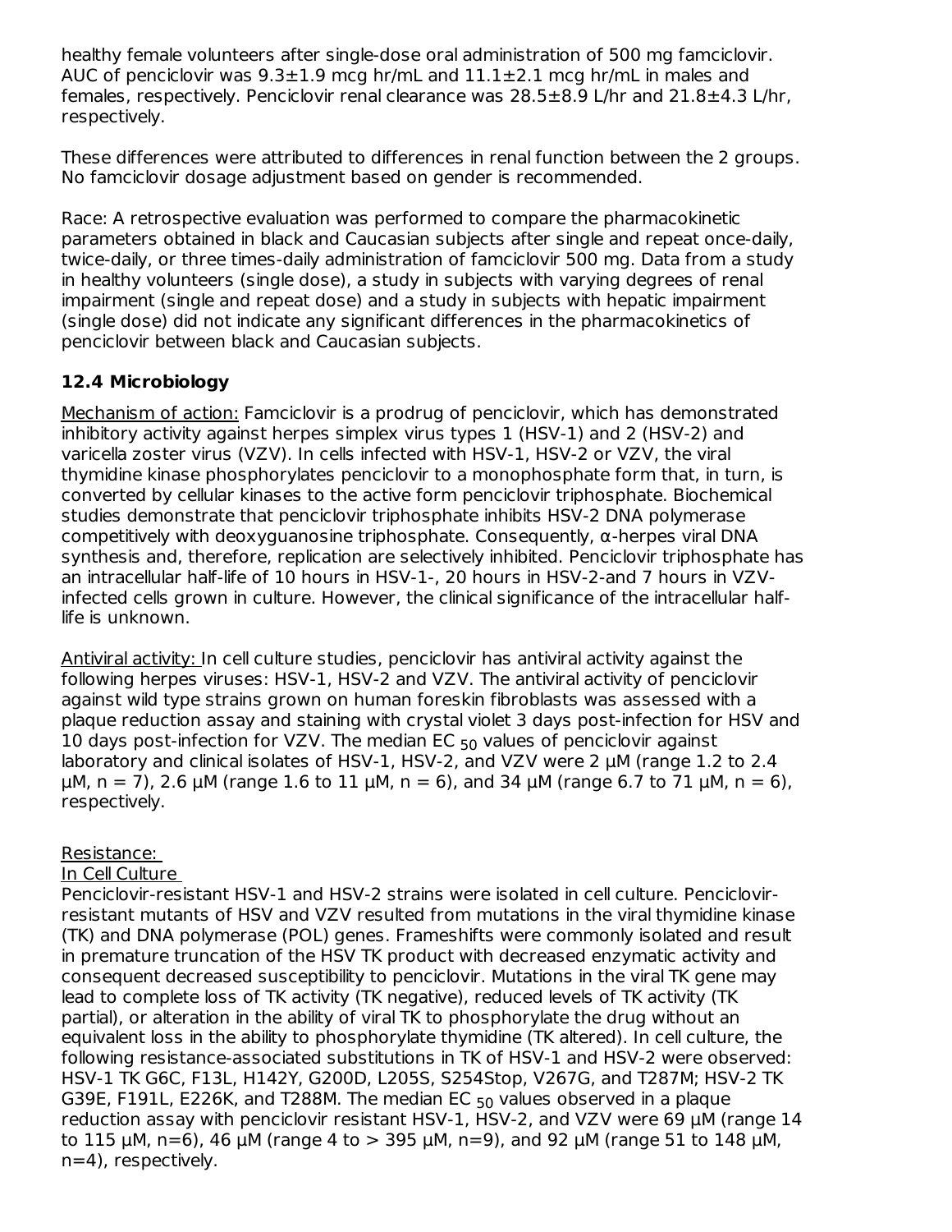healthy female volunteers after single-dose oral administration of 500 mg famciclovir. AUC of penciclovir was 9.3±1.9 mcg hr/mL and 11.1±2.1 mcg hr/mL in males and females, respectively. Penciclovir renal clearance was 28.5±8.9 L/hr and 21.8±4.3 L/hr, respectively.

These differences were attributed to differences in renal function between the 2 groups. No famciclovir dosage adjustment based on gender is recommended.

Race: A retrospective evaluation was performed to compare the pharmacokinetic parameters obtained in black and Caucasian subjects after single and repeat once-daily, twice-daily, or three times-daily administration of famciclovir 500 mg. Data from a study in healthy volunteers (single dose), a study in subjects with varying degrees of renal impairment (single and repeat dose) and a study in subjects with hepatic impairment (single dose) did not indicate any significant differences in the pharmacokinetics of penciclovir between black and Caucasian subjects.

### 12.4 Microbiology

Mechanism of action: Famciclovir is a prodrug of penciclovir, which has demonstrated inhibitory activity against herpes simplex virus types 1 (HSV-1) and 2 (HSV-2) and varicella zoster virus (VZV). In cells infected with HSV-1, HSV-2 or VZV, the viral thymidine kinase phosphorylates penciclovir to a monophosphate form that, in turn, is converted by cellular kinases to the active form penciclovir triphosphate. Biochemical studies demonstrate that penciclovir triphosphate inhibits HSV-2 DNA polymerase competitively with deoxyguanosine triphosphate. Consequently, α-herpes viral DNA synthesis and, therefore, replication are selectively inhibited. Penciclovir triphosphate has an intracellular half-life of 10 hours in HSV-1-, 20 hours in HSV-2-and 7 hours in VZV-infected cells grown in culture. However, the clinical significance of the intracellular half-life is unknown.

Antiviral activity: In cell culture studies, penciclovir has antiviral activity against the following herpes viruses: HSV-1, HSV-2 and VZV. The antiviral activity of penciclovir against wild type strains grown on human foreskin fibroblasts was assessed with a plaque reduction assay and staining with crystal violet 3 days post-infection for HSV and 10 days post-infection for VZV. The median $EC_{50}$ values of penciclovir against laboratory and clinical isolates of HSV-1, HSV-2, and VZV were 2 µM (range 1.2 to 2.4 µM, n = 7), 2.6 µM (range 1.6 to 11 µM, n = 6), and 34 µM (range 6.7 to 71 µM, n = 6), respectively.

Resistance:

In Cell Culture

Penciclovir-resistant HSV-1 and HSV-2 strains were isolated in cell culture. Penciclovir-resistant mutants of HSV and VZV resulted from mutations in the viral thymidine kinase (TK) and DNA polymerase (POL) genes. Frameshifts were commonly isolated and result in premature truncation of the HSV TK product with decreased enzymatic activity and consequent decreased susceptibility to penciclovir. Mutations in the viral TK gene may lead to complete loss of TK activity (TK negative), reduced levels of TK activity (TK partial), or alteration in the ability of viral TK to phosphorylate the drug without an equivalent loss in the ability to phosphorylate thymidine (TK altered). In cell culture, the following resistance-associated substitutions in TK of HSV-1 and HSV-2 were observed: HSV-1 TK G6C, F13L, H142Y, G200D, L205S, S254Stop, V267G, and T287M; HSV-2 TK G39E, F191L, E226K, and T288M. The median $EC_{50}$ values observed in a plaque reduction assay with penciclovir resistant HSV-1, HSV-2, and VZV were 69 µM (range 14 to 115 µM, n=6), 46 µM (range 4 to > 395 µM, n=9), and 92 µM (range 51 to 148 µM, n=4), respectively.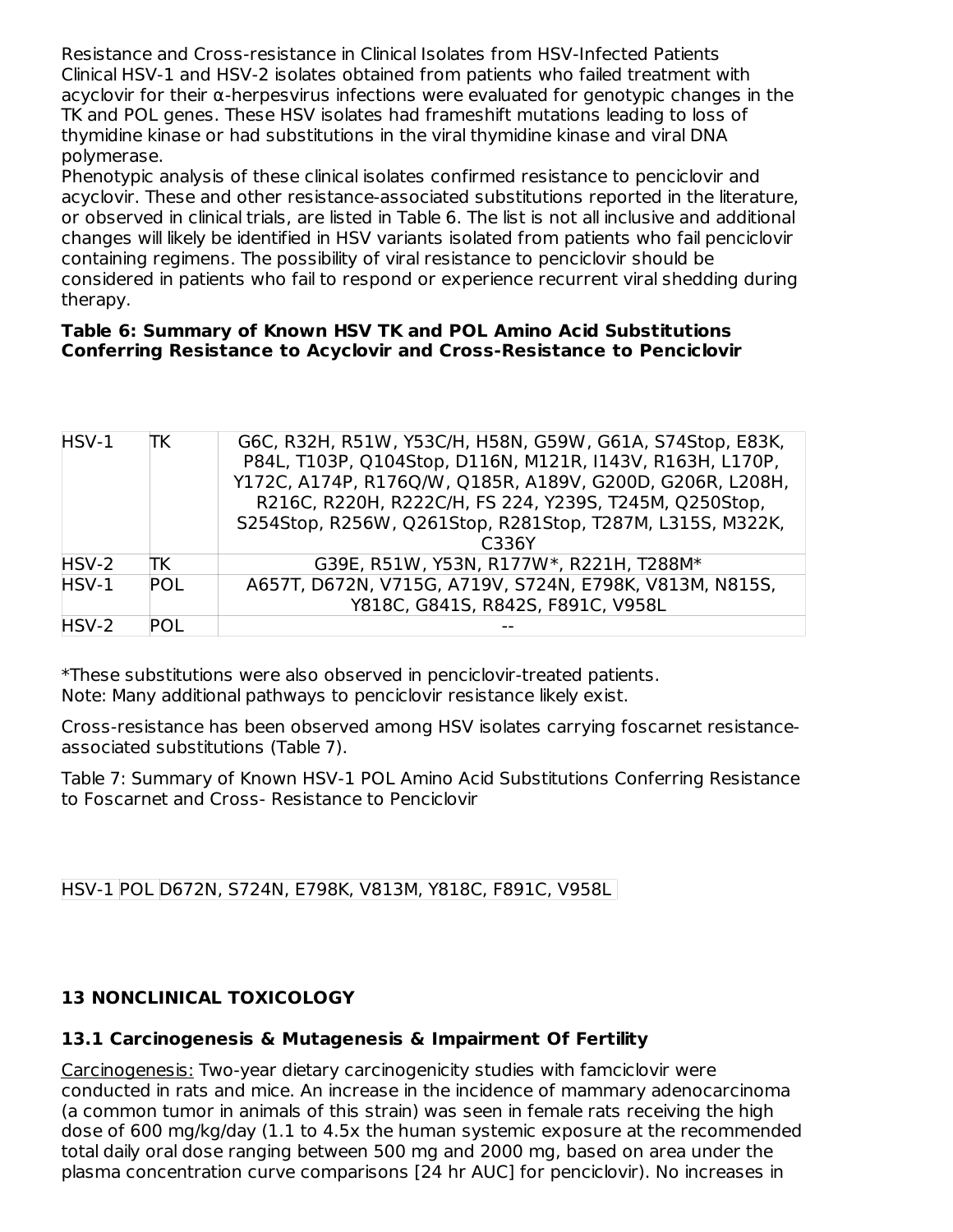Resistance and Cross-resistance in Clinical Isolates from HSV-Infected Patients
Clinical HSV-1 and HSV-2 isolates obtained from patients who failed treatment with acyclovir for their α-herpesvirus infections were evaluated for genotypic changes in the TK and POL genes. These HSV isolates had frameshift mutations leading to loss of thymidine kinase or had substitutions in the viral thymidine kinase and viral DNA polymerase.
Phenotypic analysis of these clinical isolates confirmed resistance to penciclovir and acyclovir. These and other resistance-associated substitutions reported in the literature, or observed in clinical trials, are listed in Table 6. The list is not all inclusive and additional changes will likely be identified in HSV variants isolated from patients who fail penciclovir containing regimens. The possibility of viral resistance to penciclovir should be considered in patients who fail to respond or experience recurrent viral shedding during therapy.

**Table 6: Summary of Known HSV TK and POL Amino Acid Substitutions Conferring Resistance to Acyclovir and Cross-Resistance to Penciclovir**

| | | |
|---|---|---|
| HSV-1 | TK | G6C, R32H, R51W, Y53C/H, H58N, G59W, G61A, S74Stop, E83K, P84L, T103P, Q104Stop, D116N, M121R, I143V, R163H, L170P, Y172C, A174P, R176Q/W, Q185R, A189V, G200D, G206R, L208H, R216C, R220H, R222C/H, FS 224, Y239S, T245M, Q250Stop, S254Stop, R256W, Q261Stop, R281Stop, T287M, L315S, M322K, C336Y |
| HSV-2 | TK | G39E, R51W, Y53N, R177W*, R221H, T288M* |
| HSV-1 | POL | A657T, D672N, V715G, A719V, S724N, E798K, V813M, N815S, Y818C, G841S, R842S, F891C, V958L |
| HSV-2 | POL | -- |

*These substitutions were also observed in penciclovir-treated patients.
Note: Many additional pathways to penciclovir resistance likely exist.

Cross-resistance has been observed among HSV isolates carrying foscarnet resistance-associated substitutions (Table 7).

Table 7: Summary of Known HSV-1 POL Amino Acid Substitutions Conferring Resistance to Foscarnet and Cross- Resistance to Penciclovir

| | | |
|---|---|---|
| HSV-1 | POL | D672N, S724N, E798K, V813M, Y818C, F891C, V958L |

## 13 NONCLINICAL TOXICOLOGY

### 13.1 Carcinogenesis & Mutagenesis & Impairment Of Fertility

Carcinogenesis: Two-year dietary carcinogenicity studies with famciclovir were conducted in rats and mice. An increase in the incidence of mammary adenocarcinoma (a common tumor in animals of this strain) was seen in female rats receiving the high dose of 600 mg/kg/day (1.1 to 4.5x the human systemic exposure at the recommended total daily oral dose ranging between 500 mg and 2000 mg, based on area under the plasma concentration curve comparisons [24 hr AUC] for penciclovir). No increases in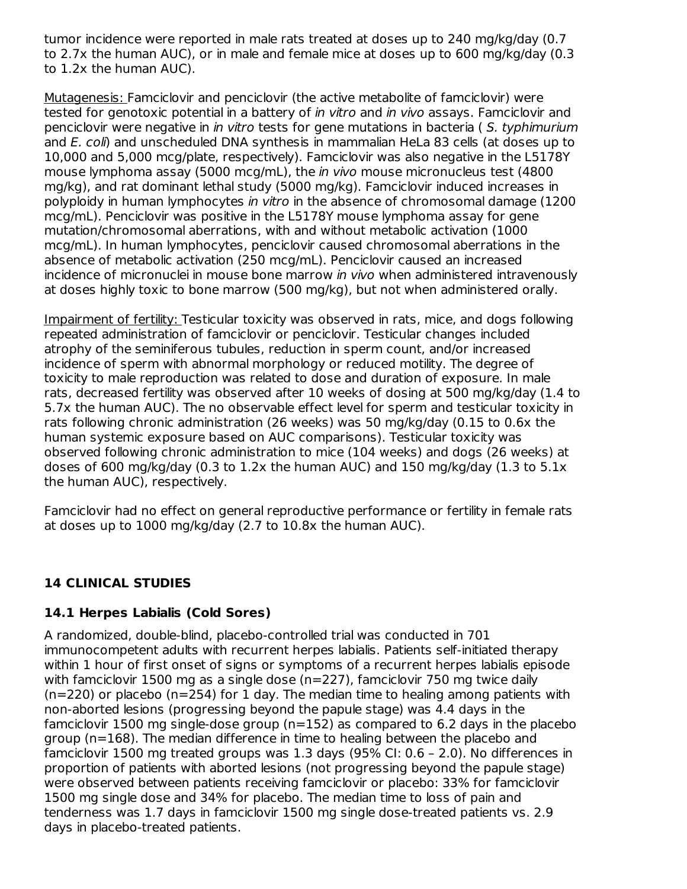tumor incidence were reported in male rats treated at doses up to 240 mg/kg/day (0.7 to 2.7x the human AUC), or in male and female mice at doses up to 600 mg/kg/day (0.3 to 1.2x the human AUC).

Mutagenesis: Famciclovir and penciclovir (the active metabolite of famciclovir) were tested for genotoxic potential in a battery of *in vitro* and *in vivo* assays. Famciclovir and penciclovir were negative in *in vitro* tests for gene mutations in bacteria ( *S. typhimurium* and *E. coli*) and unscheduled DNA synthesis in mammalian HeLa 83 cells (at doses up to 10,000 and 5,000 mcg/plate, respectively). Famciclovir was also negative in the L5178Y mouse lymphoma assay (5000 mcg/mL), the *in vivo* mouse micronucleus test (4800 mg/kg), and rat dominant lethal study (5000 mg/kg). Famciclovir induced increases in polyploidy in human lymphocytes *in vitro* in the absence of chromosomal damage (1200 mcg/mL). Penciclovir was positive in the L5178Y mouse lymphoma assay for gene mutation/chromosomal aberrations, with and without metabolic activation (1000 mcg/mL). In human lymphocytes, penciclovir caused chromosomal aberrations in the absence of metabolic activation (250 mcg/mL). Penciclovir caused an increased incidence of micronuclei in mouse bone marrow *in vivo* when administered intravenously at doses highly toxic to bone marrow (500 mg/kg), but not when administered orally.

Impairment of fertility: Testicular toxicity was observed in rats, mice, and dogs following repeated administration of famciclovir or penciclovir. Testicular changes included atrophy of the seminiferous tubules, reduction in sperm count, and/or increased incidence of sperm with abnormal morphology or reduced motility. The degree of toxicity to male reproduction was related to dose and duration of exposure. In male rats, decreased fertility was observed after 10 weeks of dosing at 500 mg/kg/day (1.4 to 5.7x the human AUC). The no observable effect level for sperm and testicular toxicity in rats following chronic administration (26 weeks) was 50 mg/kg/day (0.15 to 0.6x the human systemic exposure based on AUC comparisons). Testicular toxicity was observed following chronic administration to mice (104 weeks) and dogs (26 weeks) at doses of 600 mg/kg/day (0.3 to 1.2x the human AUC) and 150 mg/kg/day (1.3 to 5.1x the human AUC), respectively.

Famciclovir had no effect on general reproductive performance or fertility in female rats at doses up to 1000 mg/kg/day (2.7 to 10.8x the human AUC).

## 14 CLINICAL STUDIES

### 14.1 Herpes Labialis (Cold Sores)

A randomized, double-blind, placebo-controlled trial was conducted in 701 immunocompetent adults with recurrent herpes labialis. Patients self-initiated therapy within 1 hour of first onset of signs or symptoms of a recurrent herpes labialis episode with famciclovir 1500 mg as a single dose (n=227), famciclovir 750 mg twice daily (n=220) or placebo (n=254) for 1 day. The median time to healing among patients with non-aborted lesions (progressing beyond the papule stage) was 4.4 days in the famciclovir 1500 mg single-dose group (n=152) as compared to 6.2 days in the placebo group (n=168). The median difference in time to healing between the placebo and famciclovir 1500 mg treated groups was 1.3 days (95% CI: 0.6 – 2.0). No differences in proportion of patients with aborted lesions (not progressing beyond the papule stage) were observed between patients receiving famciclovir or placebo: 33% for famciclovir 1500 mg single dose and 34% for placebo. The median time to loss of pain and tenderness was 1.7 days in famciclovir 1500 mg single dose-treated patients vs. 2.9 days in placebo-treated patients.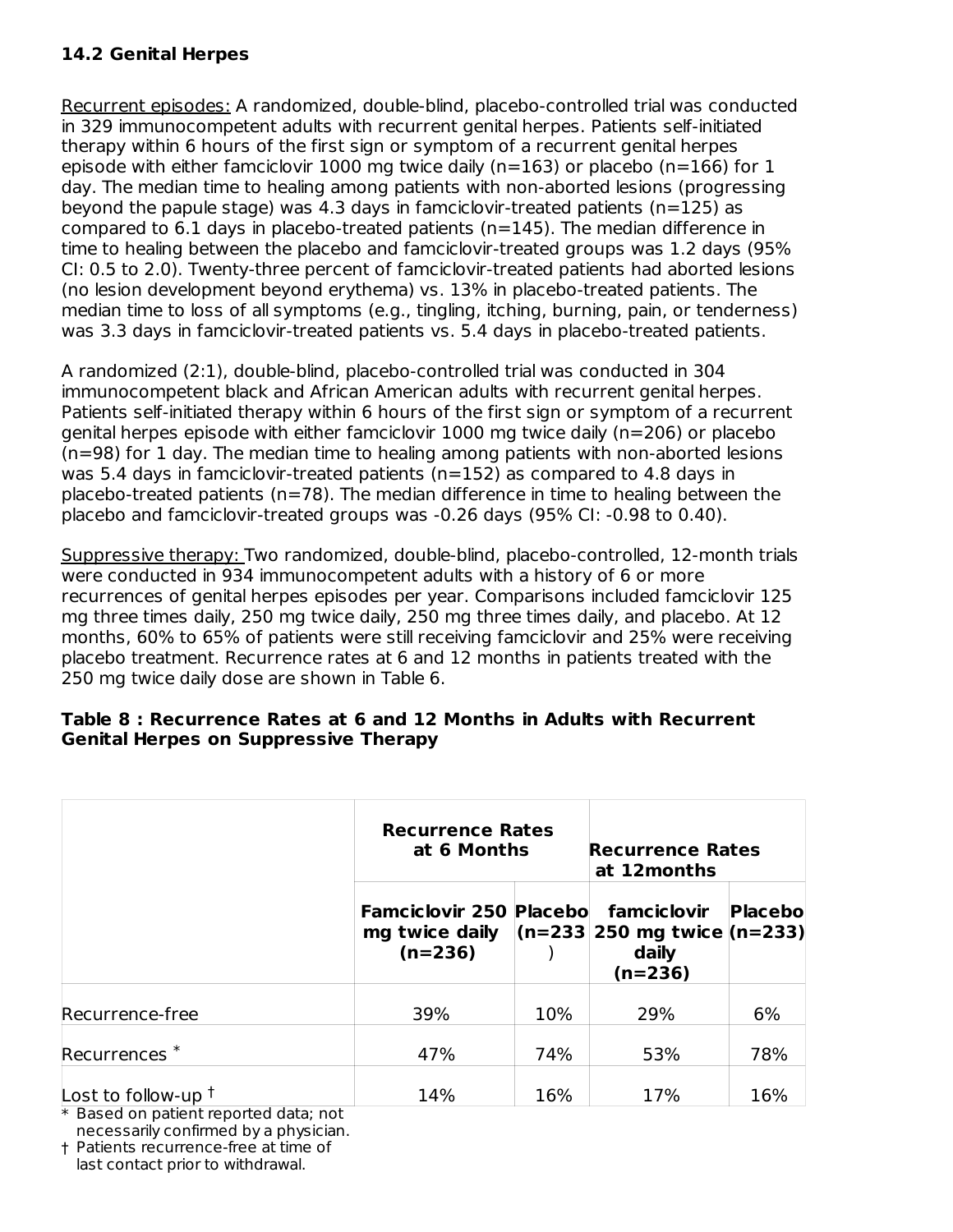### 14.2 Genital Herpes

Recurrent episodes: A randomized, double-blind, placebo-controlled trial was conducted in 329 immunocompetent adults with recurrent genital herpes. Patients self-initiated therapy within 6 hours of the first sign or symptom of a recurrent genital herpes episode with either famciclovir 1000 mg twice daily (n=163) or placebo (n=166) for 1 day. The median time to healing among patients with non-aborted lesions (progressing beyond the papule stage) was 4.3 days in famciclovir-treated patients (n=125) as compared to 6.1 days in placebo-treated patients (n=145). The median difference in time to healing between the placebo and famciclovir-treated groups was 1.2 days (95% CI: 0.5 to 2.0). Twenty-three percent of famciclovir-treated patients had aborted lesions (no lesion development beyond erythema) vs. 13% in placebo-treated patients. The median time to loss of all symptoms (e.g., tingling, itching, burning, pain, or tenderness) was 3.3 days in famciclovir-treated patients vs. 5.4 days in placebo-treated patients.

A randomized (2:1), double-blind, placebo-controlled trial was conducted in 304 immunocompetent black and African American adults with recurrent genital herpes. Patients self-initiated therapy within 6 hours of the first sign or symptom of a recurrent genital herpes episode with either famciclovir 1000 mg twice daily (n=206) or placebo (n=98) for 1 day. The median time to healing among patients with non-aborted lesions was 5.4 days in famciclovir-treated patients (n=152) as compared to 4.8 days in placebo-treated patients (n=78). The median difference in time to healing between the placebo and famciclovir-treated groups was -0.26 days (95% CI: -0.98 to 0.40).

Suppressive therapy: Two randomized, double-blind, placebo-controlled, 12-month trials were conducted in 934 immunocompetent adults with a history of 6 or more recurrences of genital herpes episodes per year. Comparisons included famciclovir 125 mg three times daily, 250 mg twice daily, 250 mg three times daily, and placebo. At 12 months, 60% to 65% of patients were still receiving famciclovir and 25% were receiving placebo treatment. Recurrence rates at 6 and 12 months in patients treated with the 250 mg twice daily dose are shown in Table 6.

**Table 8 : Recurrence Rates at 6 and 12 Months in Adults with Recurrent Genital Herpes on Suppressive Therapy**

| | Recurrence Rates at 6 Months | | Recurrence Rates at 12months | |
|---|---|---|---|---|
| | Famciclovir 250 mg twice daily (n=236) | Placebo (n=233) | famciclovir 250 mg twice daily (n=236) | Placebo (n=233) |
| Recurrence-free | 39% | 10% | 29% | 6% |
| Recurrences * | 47% | 74% | 53% | 78% |
| Lost to follow-up † | 14% | 16% | 17% | 16% |

\* Based on patient reported data; not necessarily confirmed by a physician.

† Patients recurrence-free at time of last contact prior to withdrawal.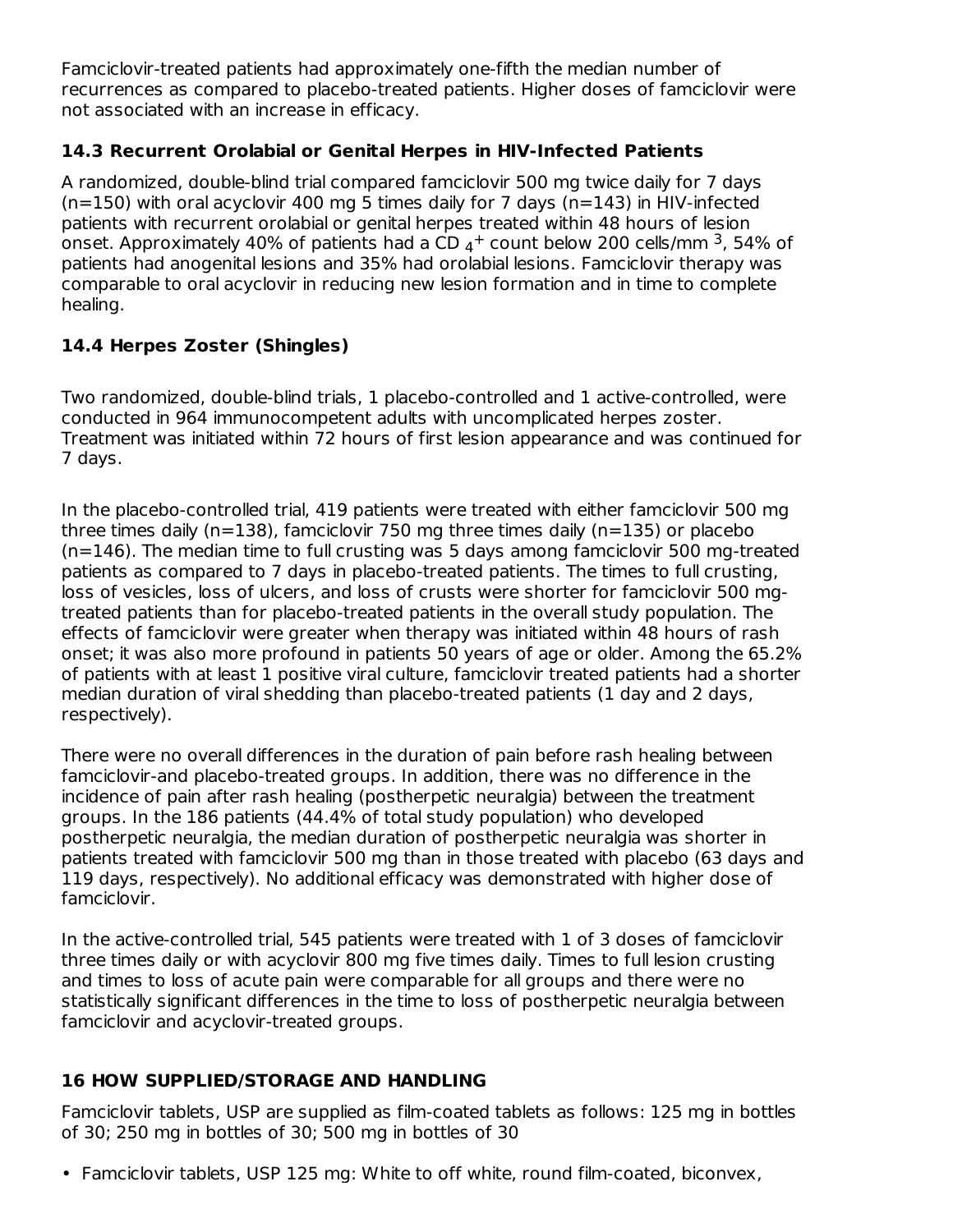Famciclovir-treated patients had approximately one-fifth the median number of recurrences as compared to placebo-treated patients. Higher doses of famciclovir were not associated with an increase in efficacy.

### 14.3 Recurrent Orolabial or Genital Herpes in HIV-Infected Patients

A randomized, double-blind trial compared famciclovir 500 mg twice daily for 7 days (n=150) with oral acyclovir 400 mg 5 times daily for 7 days (n=143) in HIV-infected patients with recurrent orolabial or genital herpes treated within 48 hours of lesion onset. Approximately 40% of patients had a CD $_4^+$ count below 200 cells/mm $^3$, 54% of patients had anogenital lesions and 35% had orolabial lesions. Famciclovir therapy was comparable to oral acyclovir in reducing new lesion formation and in time to complete healing.

### 14.4 Herpes Zoster (Shingles)

Two randomized, double-blind trials, 1 placebo-controlled and 1 active-controlled, were conducted in 964 immunocompetent adults with uncomplicated herpes zoster. Treatment was initiated within 72 hours of first lesion appearance and was continued for 7 days.

In the placebo-controlled trial, 419 patients were treated with either famciclovir 500 mg three times daily (n=138), famciclovir 750 mg three times daily (n=135) or placebo (n=146). The median time to full crusting was 5 days among famciclovir 500 mg-treated patients as compared to 7 days in placebo-treated patients. The times to full crusting, loss of vesicles, loss of ulcers, and loss of crusts were shorter for famciclovir 500 mg-treated patients than for placebo-treated patients in the overall study population. The effects of famciclovir were greater when therapy was initiated within 48 hours of rash onset; it was also more profound in patients 50 years of age or older. Among the 65.2% of patients with at least 1 positive viral culture, famciclovir treated patients had a shorter median duration of viral shedding than placebo-treated patients (1 day and 2 days, respectively).

There were no overall differences in the duration of pain before rash healing between famciclovir-and placebo-treated groups. In addition, there was no difference in the incidence of pain after rash healing (postherpetic neuralgia) between the treatment groups. In the 186 patients (44.4% of total study population) who developed postherpetic neuralgia, the median duration of postherpetic neuralgia was shorter in patients treated with famciclovir 500 mg than in those treated with placebo (63 days and 119 days, respectively). No additional efficacy was demonstrated with higher dose of famciclovir.

In the active-controlled trial, 545 patients were treated with 1 of 3 doses of famciclovir three times daily or with acyclovir 800 mg five times daily. Times to full lesion crusting and times to loss of acute pain were comparable for all groups and there were no statistically significant differences in the time to loss of postherpetic neuralgia between famciclovir and acyclovir-treated groups.

## 16 HOW SUPPLIED/STORAGE AND HANDLING

Famciclovir tablets, USP are supplied as film-coated tablets as follows: 125 mg in bottles of 30; 250 mg in bottles of 30; 500 mg in bottles of 30

- Famciclovir tablets, USP 125 mg: White to off white, round film-coated, biconvex,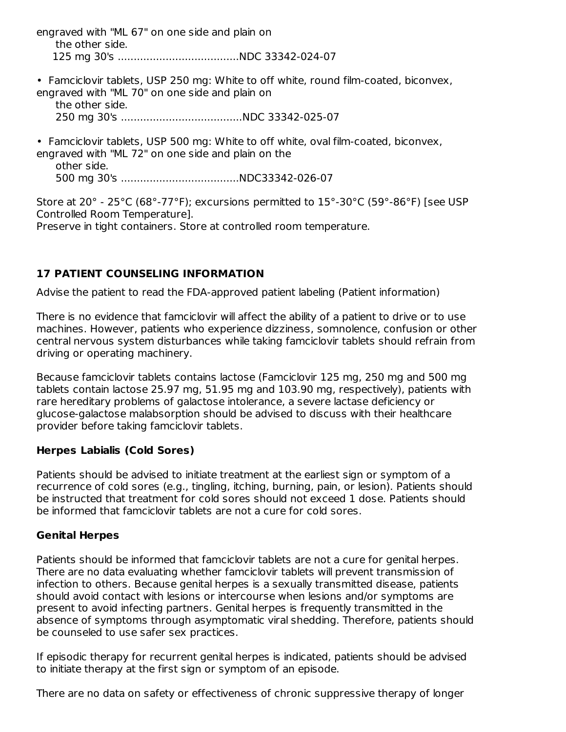engraved with "ML 67" on one side and plain on the other side.
125 mg 30's .....................................NDC 33342-024-07

- Famciclovir tablets, USP 250 mg: White to off white, round film-coated, biconvex, engraved with "ML 70" on one side and plain on the other side.
  250 mg 30's .....................................NDC 33342-025-07

- Famciclovir tablets, USP 500 mg: White to off white, oval film-coated, biconvex, engraved with "ML 72" on one side and plain on the other side.
  500 mg 30's ....................................NDC33342-026-07

Store at 20° - 25°C (68°-77°F); excursions permitted to 15°-30°C (59°-86°F) [see USP Controlled Room Temperature].
Preserve in tight containers. Store at controlled room temperature.

## 17 PATIENT COUNSELING INFORMATION

Advise the patient to read the FDA-approved patient labeling (Patient information)

There is no evidence that famciclovir will affect the ability of a patient to drive or to use machines. However, patients who experience dizziness, somnolence, confusion or other central nervous system disturbances while taking famciclovir tablets should refrain from driving or operating machinery.

Because famciclovir tablets contains lactose (Famciclovir 125 mg, 250 mg and 500 mg tablets contain lactose 25.97 mg, 51.95 mg and 103.90 mg, respectively), patients with rare hereditary problems of galactose intolerance, a severe lactase deficiency or glucose-galactose malabsorption should be advised to discuss with their healthcare provider before taking famciclovir tablets.

### Herpes Labialis (Cold Sores)

Patients should be advised to initiate treatment at the earliest sign or symptom of a recurrence of cold sores (e.g., tingling, itching, burning, pain, or lesion). Patients should be instructed that treatment for cold sores should not exceed 1 dose. Patients should be informed that famciclovir tablets are not a cure for cold sores.

### Genital Herpes

Patients should be informed that famciclovir tablets are not a cure for genital herpes. There are no data evaluating whether famciclovir tablets will prevent transmission of infection to others. Because genital herpes is a sexually transmitted disease, patients should avoid contact with lesions or intercourse when lesions and/or symptoms are present to avoid infecting partners. Genital herpes is frequently transmitted in the absence of symptoms through asymptomatic viral shedding. Therefore, patients should be counseled to use safer sex practices.

If episodic therapy for recurrent genital herpes is indicated, patients should be advised to initiate therapy at the first sign or symptom of an episode.

There are no data on safety or effectiveness of chronic suppressive therapy of longer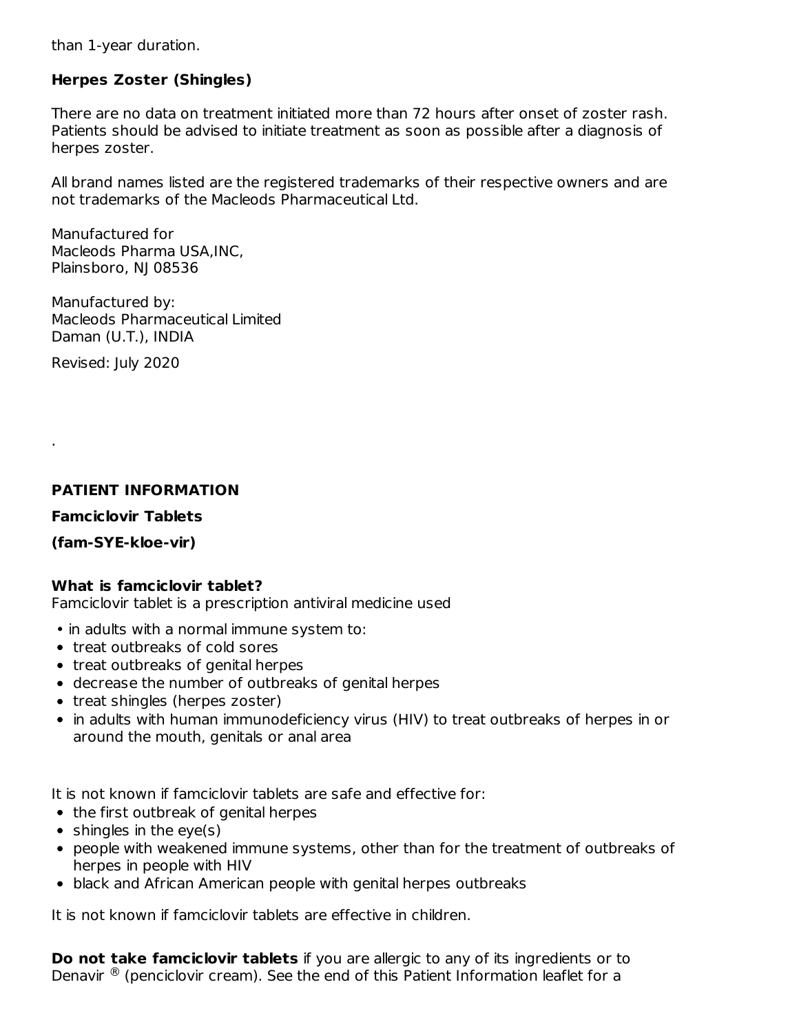than 1-year duration.

**Herpes Zoster (Shingles)**

There are no data on treatment initiated more than 72 hours after onset of zoster rash. Patients should be advised to initiate treatment as soon as possible after a diagnosis of herpes zoster.

All brand names listed are the registered trademarks of their respective owners and are not trademarks of the Macleods Pharmaceutical Ltd.

Manufactured for
Macleods Pharma USA,INC,
Plainsboro, NJ 08536

Manufactured by:
Macleods Pharmaceutical Limited
Daman (U.T.), INDIA

Revised: July 2020

.

## PATIENT INFORMATION

**Famciclovir Tablets**

**(fam-SYE-kloe-vir)**

**What is famciclovir tablet?**
Famciclovir tablet is a prescription antiviral medicine used

- in adults with a normal immune system to:
- treat outbreaks of cold sores
- treat outbreaks of genital herpes
- decrease the number of outbreaks of genital herpes
- treat shingles (herpes zoster)
- in adults with human immunodeficiency virus (HIV) to treat outbreaks of herpes in or around the mouth, genitals or anal area

It is not known if famciclovir tablets are safe and effective for:

- the first outbreak of genital herpes
- shingles in the eye(s)
- people with weakened immune systems, other than for the treatment of outbreaks of herpes in people with HIV
- black and African American people with genital herpes outbreaks

It is not known if famciclovir tablets are effective in children.

**Do not take famciclovir tablets** if you are allergic to any of its ingredients or to Denavir ® (penciclovir cream). See the end of this Patient Information leaflet for a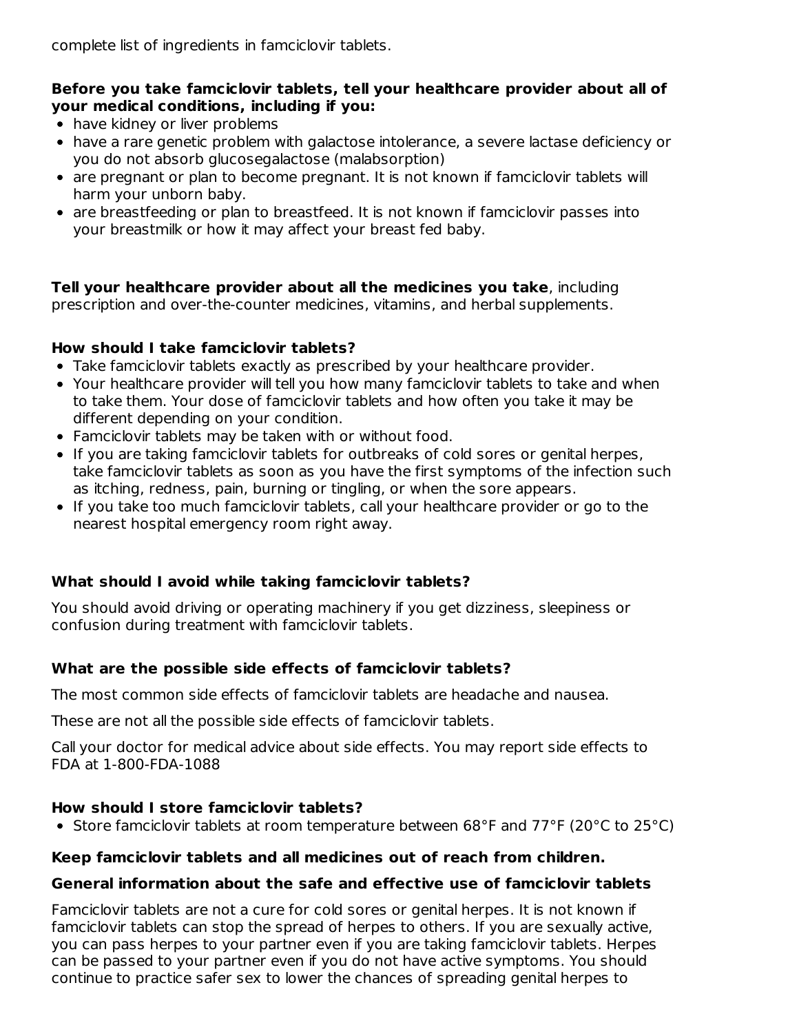complete list of ingredients in famciclovir tablets.

**Before you take famciclovir tablets, tell your healthcare provider about all of your medical conditions, including if you:**

- have kidney or liver problems
- have a rare genetic problem with galactose intolerance, a severe lactase deficiency or you do not absorb glucosegalactose (malabsorption)
- are pregnant or plan to become pregnant. It is not known if famciclovir tablets will harm your unborn baby.
- are breastfeeding or plan to breastfeed. It is not known if famciclovir passes into your breastmilk or how it may affect your breast fed baby.

**Tell your healthcare provider about all the medicines you take**, including prescription and over-the-counter medicines, vitamins, and herbal supplements.

**How should I take famciclovir tablets?**

- Take famciclovir tablets exactly as prescribed by your healthcare provider.
- Your healthcare provider will tell you how many famciclovir tablets to take and when to take them. Your dose of famciclovir tablets and how often you take it may be different depending on your condition.
- Famciclovir tablets may be taken with or without food.
- If you are taking famciclovir tablets for outbreaks of cold sores or genital herpes, take famciclovir tablets as soon as you have the first symptoms of the infection such as itching, redness, pain, burning or tingling, or when the sore appears.
- If you take too much famciclovir tablets, call your healthcare provider or go to the nearest hospital emergency room right away.

**What should I avoid while taking famciclovir tablets?**

You should avoid driving or operating machinery if you get dizziness, sleepiness or confusion during treatment with famciclovir tablets.

**What are the possible side effects of famciclovir tablets?**

The most common side effects of famciclovir tablets are headache and nausea.

These are not all the possible side effects of famciclovir tablets.

Call your doctor for medical advice about side effects. You may report side effects to FDA at 1-800-FDA-1088

**How should I store famciclovir tablets?**

- Store famciclovir tablets at room temperature between 68°F and 77°F (20°C to 25°C)

**Keep famciclovir tablets and all medicines out of reach from children.**

**General information about the safe and effective use of famciclovir tablets**

Famciclovir tablets are not a cure for cold sores or genital herpes. It is not known if famciclovir tablets can stop the spread of herpes to others. If you are sexually active, you can pass herpes to your partner even if you are taking famciclovir tablets. Herpes can be passed to your partner even if you do not have active symptoms. You should continue to practice safer sex to lower the chances of spreading genital herpes to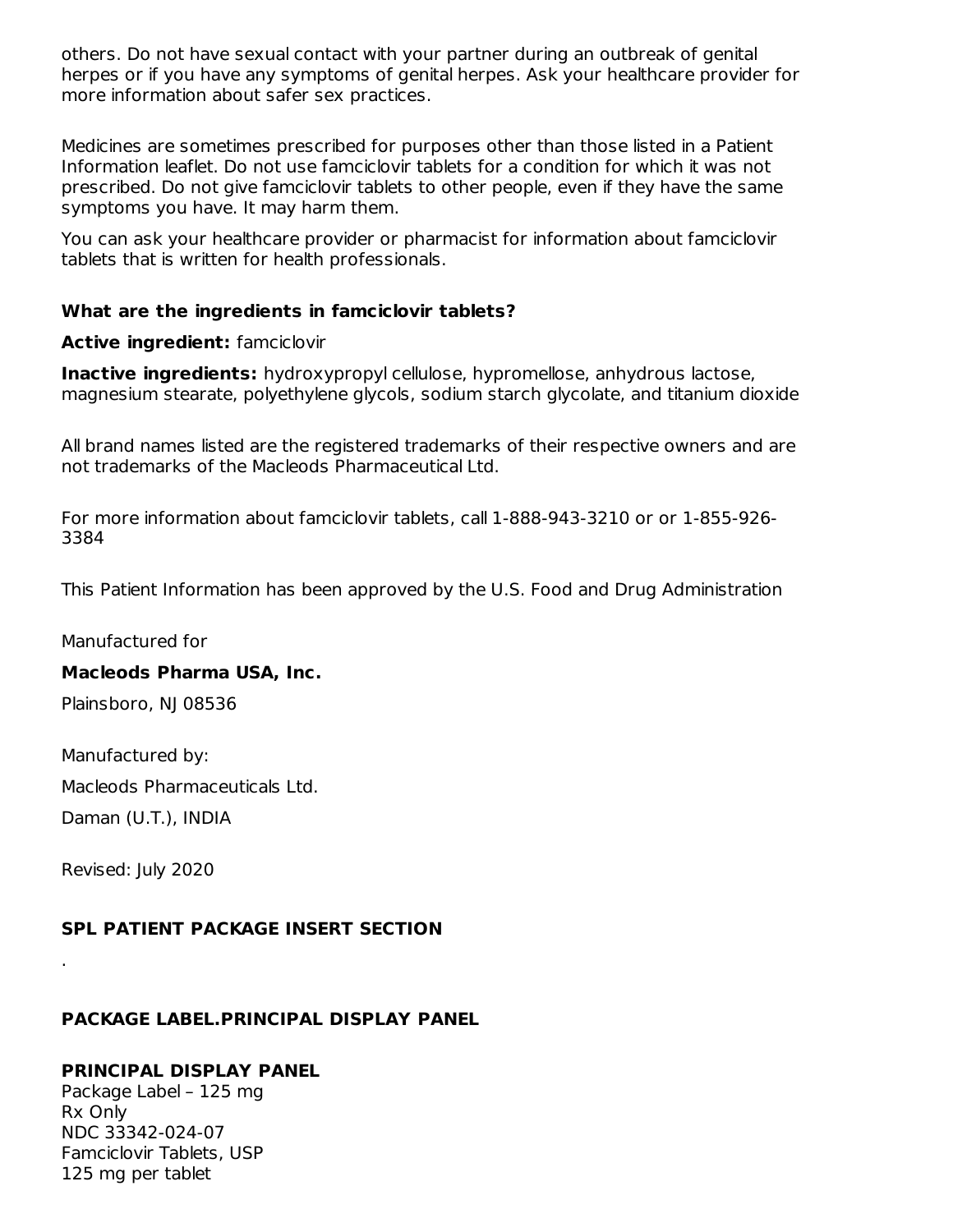others. Do not have sexual contact with your partner during an outbreak of genital herpes or if you have any symptoms of genital herpes. Ask your healthcare provider for more information about safer sex practices.

Medicines are sometimes prescribed for purposes other than those listed in a Patient Information leaflet. Do not use famciclovir tablets for a condition for which it was not prescribed. Do not give famciclovir tablets to other people, even if they have the same symptoms you have. It may harm them.

You can ask your healthcare provider or pharmacist for information about famciclovir tablets that is written for health professionals.

### What are the ingredients in famciclovir tablets?

**Active ingredient:** famciclovir

**Inactive ingredients:** hydroxypropyl cellulose, hypromellose, anhydrous lactose, magnesium stearate, polyethylene glycols, sodium starch glycolate, and titanium dioxide

All brand names listed are the registered trademarks of their respective owners and are not trademarks of the Macleods Pharmaceutical Ltd.

For more information about famciclovir tablets, call 1-888-943-3210 or or 1-855-926-3384

This Patient Information has been approved by the U.S. Food and Drug Administration

Manufactured for

**Macleods Pharma USA, Inc.**

Plainsboro, NJ 08536

Manufactured by:

Macleods Pharmaceuticals Ltd.

Daman (U.T.), INDIA

Revised: July 2020

### SPL PATIENT PACKAGE INSERT SECTION

.

### PACKAGE LABEL.PRINCIPAL DISPLAY PANEL

### PRINCIPAL DISPLAY PANEL

Package Label – 125 mg
Rx Only
NDC 33342-024-07
Famciclovir Tablets, USP
125 mg per tablet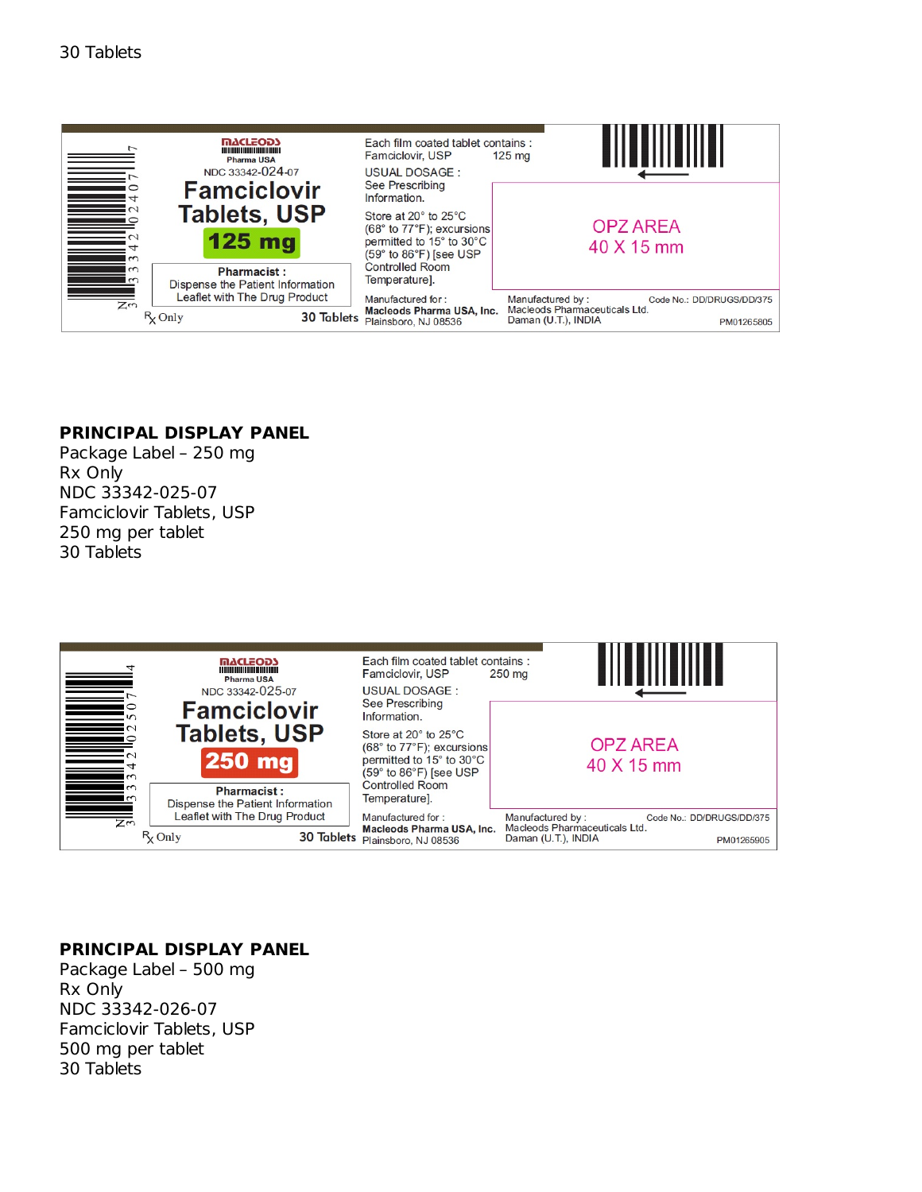30 Tablets

MACLEODS
Pharma USA
NDC 33342-024-07

**Famciclovir Tablets, USP**

**125 mg**

**Pharmacist :**
Dispense the Patient Information Leaflet with The Drug Product

Rx Only

30 Tablets

Each film coated tablet contains :
Famciclovir, USP 125 mg

USUAL DOSAGE :
See Prescribing Information.

Store at 20° to 25°C (68° to 77°F); excursions permitted to 15° to 30°C (59° to 86°F) [see USP Controlled Room Temperature].

Manufactured for :
**Macleods Pharma USA, Inc.**
Plainsboro, NJ 08536

Manufactured by :
Macleods Pharmaceuticals Ltd.
Daman (U.T.), INDIA

Code No.: DD/DRUGS/DD/375

PM01265805

OPZ AREA
40 X 15 mm

3 33342 02407 7

**PRINCIPAL DISPLAY PANEL**
Package Label – 250 mg
Rx Only
NDC 33342-025-07
Famciclovir Tablets, USP
250 mg per tablet
30 Tablets

MACLEODS
Pharma USA
NDC 33342-025-07

**Famciclovir Tablets, USP**

**250 mg**

**Pharmacist :**
Dispense the Patient Information Leaflet with The Drug Product

Rx Only

30 Tablets

Each film coated tablet contains :
Famciclovir, USP 250 mg

USUAL DOSAGE :
See Prescribing Information.

Store at 20° to 25°C (68° to 77°F); excursions permitted to 15° to 30°C (59° to 86°F) [see USP Controlled Room Temperature].

Manufactured for :
**Macleods Pharma USA, Inc.**
Plainsboro, NJ 08536

Manufactured by :
Macleods Pharmaceuticals Ltd.
Daman (U.T.), INDIA

Code No.: DD/DRUGS/DD/375

PM01265905

OPZ AREA
40 X 15 mm

3 33342 02507 4

**PRINCIPAL DISPLAY PANEL**
Package Label – 500 mg
Rx Only
NDC 33342-026-07
Famciclovir Tablets, USP
500 mg per tablet
30 Tablets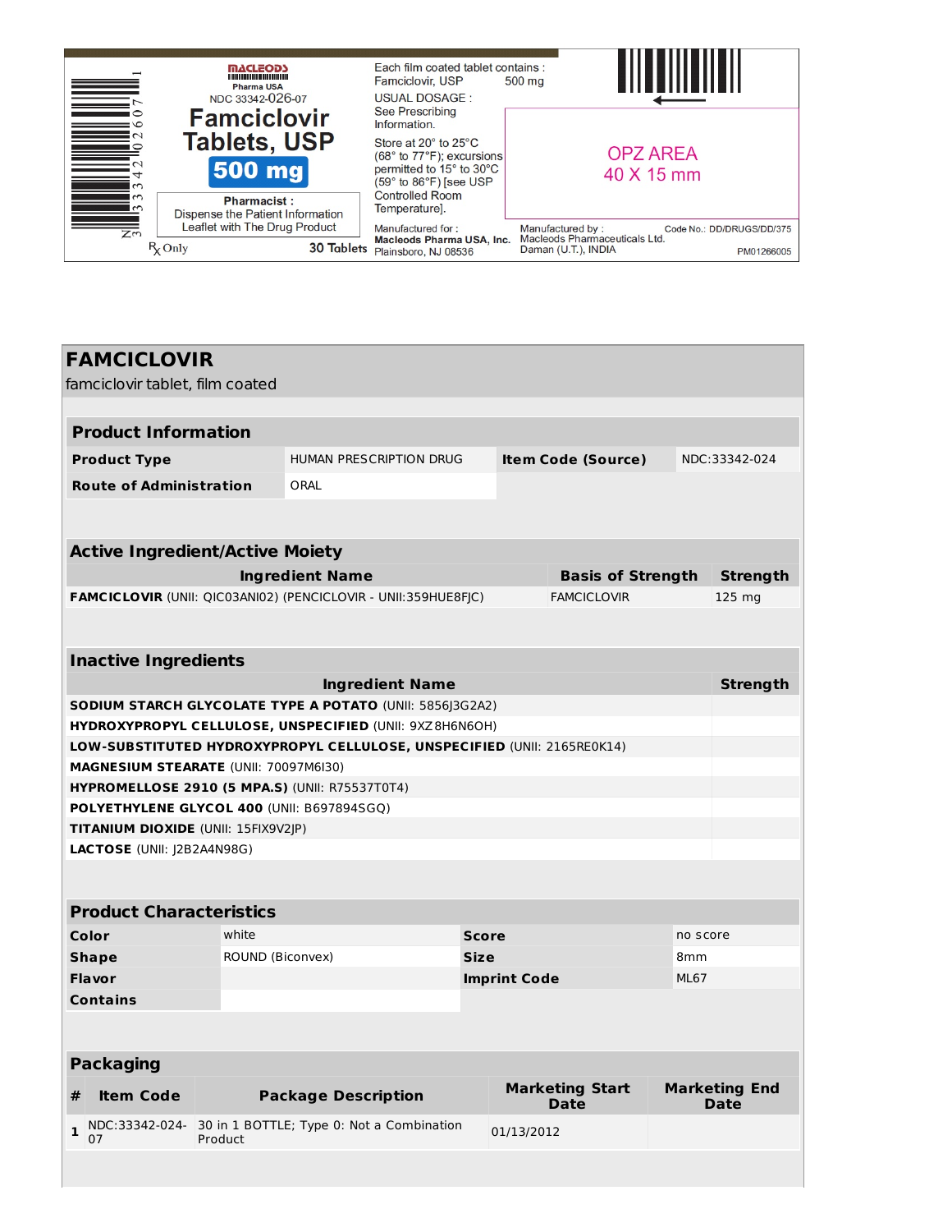MACLEODS
Pharma USA
NDC 33342-026-07

**Famciclovir Tablets, USP**

**500 mg**

**Pharmacist :** Dispense the Patient Information Leaflet with The Drug Product

℞ Only

**30 Tablets**

Each film coated tablet contains :
Famciclovir, USP 500 mg

USUAL DOSAGE :
See Prescribing Information.

Store at 20° to 25°C (68° to 77°F); excursions permitted to 15° to 30°C (59° to 86°F) [see USP Controlled Room Temperature].

Manufactured for :
**Macleods Pharma USA, Inc.**
Plainsboro, NJ 08536

OPZ AREA
40 X 15 mm

Manufactured by :
Macleods Pharmaceuticals Ltd.
Daman (U.T.), INDIA

Code No.: DD/DRUGS/DD/375

PM01266005

N 3 33342 02607 1

# FAMCICLOVIR

famciclovir tablet, film coated

## Product Information

| | | | |
|---|---|---|---|
| **Product Type** | HUMAN PRESCRIPTION DRUG | **Item Code (Source)** | NDC:33342-024 |
| **Route of Administration** | ORAL | | |

## Active Ingredient/Active Moiety

| Ingredient Name | Basis of Strength | Strength |
|---|---|---|
| **FAMCICLOVIR** (UNII: QIC03ANI02) (PENCICLOVIR - UNII:359HUE8FJC) | FAMCICLOVIR | 125 mg |

## Inactive Ingredients

| Ingredient Name | Strength |
|---|---|
| **SODIUM STARCH GLYCOLATE TYPE A POTATO** (UNII: 5856J3G2A2) | |
| **HYDROXYPROPYL CELLULOSE, UNSPECIFIED** (UNII: 9XZ8H6N6OH) | |
| **LOW-SUBSTITUTED HYDROXYPROPYL CELLULOSE, UNSPECIFIED** (UNII: 2165RE0K14) | |
| **MAGNESIUM STEARATE** (UNII: 70097M6I30) | |
| **HYPROMELLOSE 2910 (5 MPA.S)** (UNII: R75537T0T4) | |
| **POLYETHYLENE GLYCOL 400** (UNII: B697894SGQ) | |
| **TITANIUM DIOXIDE** (UNII: 15FIX9V2JP) | |
| **LACTOSE** (UNII: J2B2A4N98G) | |

## Product Characteristics

| | | | |
|---|---|---|---|
| **Color** | white | **Score** | no score |
| **Shape** | ROUND (Biconvex) | **Size** | 8mm |
| **Flavor** | | **Imprint Code** | ML67 |
| **Contains** | | | |

## Packaging

| # | Item Code | Package Description | Marketing Start Date | Marketing End Date |
|---|---|---|---|---|
| 1 | NDC:33342-024-07 | 30 in 1 BOTTLE; Type 0: Not a Combination Product | 01/13/2012 | |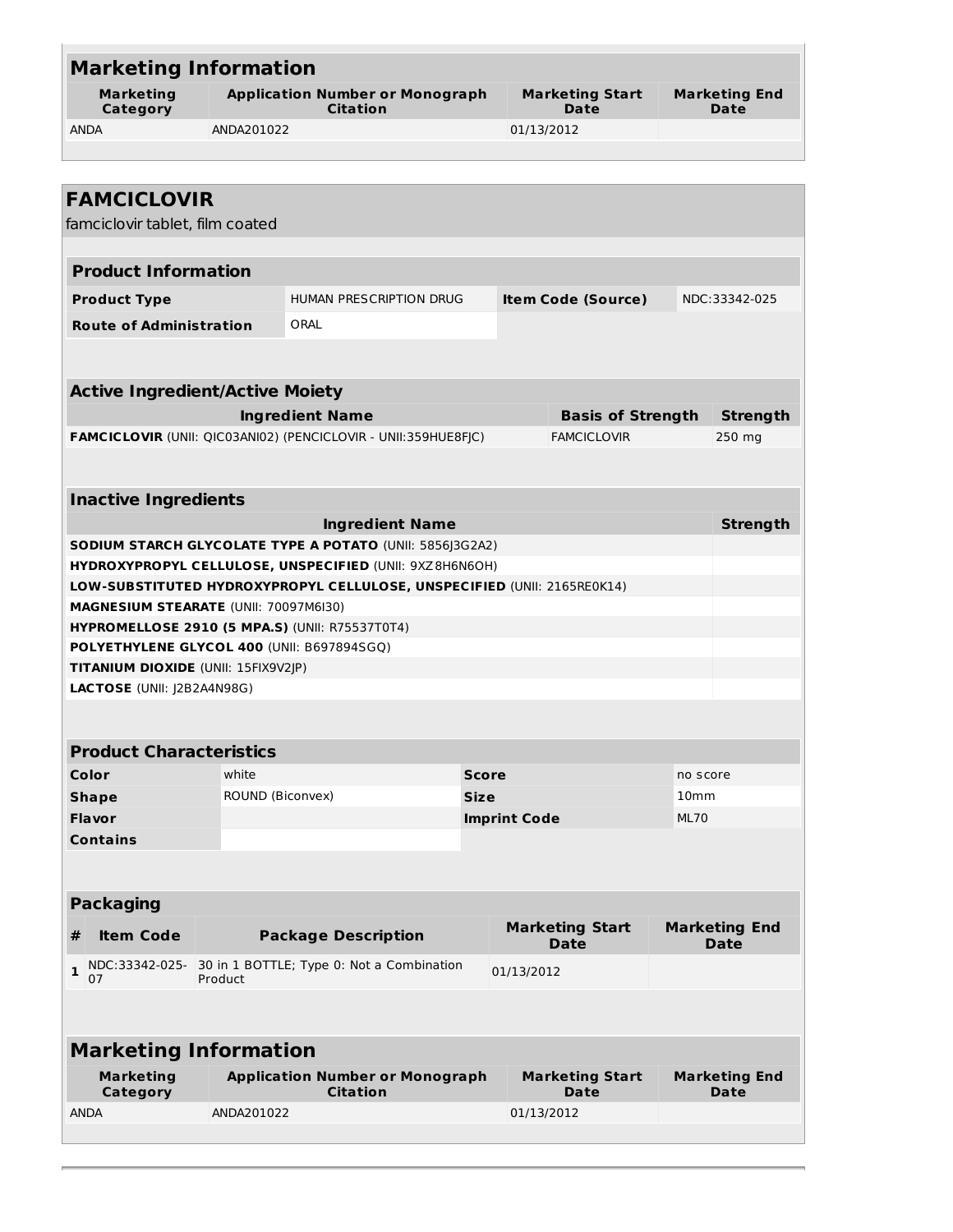## Marketing Information

| Marketing Category | Application Number or Monograph Citation | Marketing Start Date | Marketing End Date |
|---|---|---|---|
| ANDA | ANDA201022 | 01/13/2012 | |

# FAMCICLOVIR

famciclovir tablet, film coated

## Product Information

| | | | |
|---|---|---|---|
| **Product Type** | HUMAN PRESCRIPTION DRUG | **Item Code (Source)** | NDC:33342-025 |
| **Route of Administration** | ORAL | | |

## Active Ingredient/Active Moiety

| Ingredient Name | Basis of Strength | Strength |
|---|---|---|
| **FAMCICLOVIR** (UNII: QIC03ANI02) (PENCICLOVIR - UNII:359HUE8FJC) | FAMCICLOVIR | 250 mg |

## Inactive Ingredients

| Ingredient Name | Strength |
|---|---|
| **SODIUM STARCH GLYCOLATE TYPE A POTATO** (UNII: 5856J3G2A2) | |
| **HYDROXYPROPYL CELLULOSE, UNSPECIFIED** (UNII: 9XZ8H6N6OH) | |
| **LOW-SUBSTITUTED HYDROXYPROPYL CELLULOSE, UNSPECIFIED** (UNII: 2165RE0K14) | |
| **MAGNESIUM STEARATE** (UNII: 70097M6I30) | |
| **HYPROMELLOSE 2910 (5 MPA.S)** (UNII: R75537T0T4) | |
| **POLYETHYLENE GLYCOL 400** (UNII: B697894SGQ) | |
| **TITANIUM DIOXIDE** (UNII: 15FIX9V2JP) | |
| **LACTOSE** (UNII: J2B2A4N98G) | |

## Product Characteristics

| | | | |
|---|---|---|---|
| **Color** | white | **Score** | no score |
| **Shape** | ROUND (Biconvex) | **Size** | 10mm |
| **Flavor** | | **Imprint Code** | ML70 |
| **Contains** | | | |

## Packaging

| # | Item Code | Package Description | Marketing Start Date | Marketing End Date |
|---|---|---|---|---|
| 1 | NDC:33342-025-07 | 30 in 1 BOTTLE; Type 0: Not a Combination Product | 01/13/2012 | |

## Marketing Information

| Marketing Category | Application Number or Monograph Citation | Marketing Start Date | Marketing End Date |
|---|---|---|---|
| ANDA | ANDA201022 | 01/13/2012 | |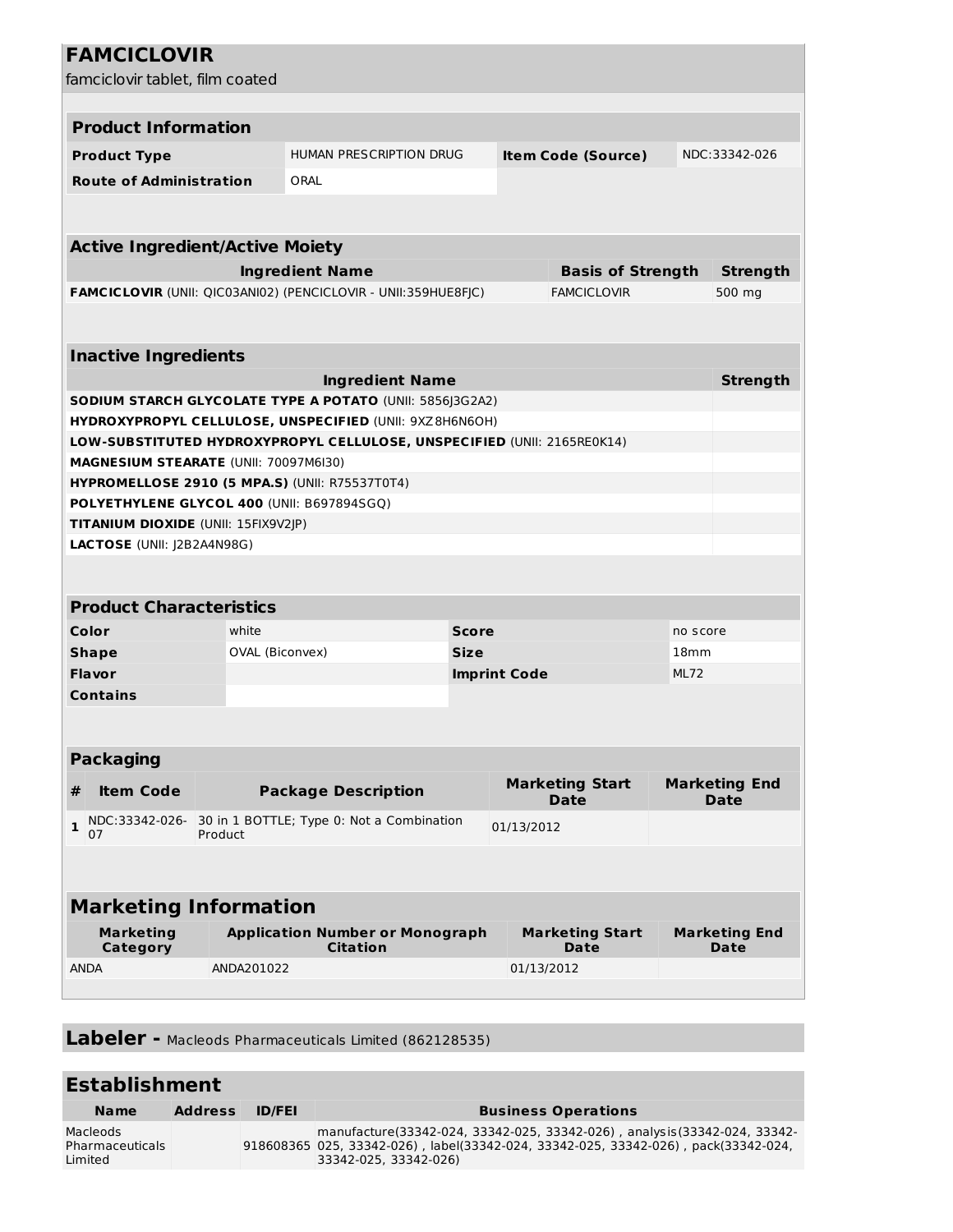# FAMCICLOVIR

famciclovir tablet, film coated

## Product Information

| | | | |
|---|---|---|---|
| **Product Type** | HUMAN PRESCRIPTION DRUG | **Item Code (Source)** | NDC:33342-026 |
| **Route of Administration** | ORAL | | |

## Active Ingredient/Active Moiety

| Ingredient Name | Basis of Strength | Strength |
|---|---|---|
| **FAMCICLOVIR** (UNII: QIC03ANI02) (PENCICLOVIR - UNII:359HUE8FJC) | FAMCICLOVIR | 500 mg |

## Inactive Ingredients

| Ingredient Name | Strength |
|---|---|
| **SODIUM STARCH GLYCOLATE TYPE A POTATO** (UNII: 5856J3G2A2) | |
| **HYDROXYPROPYL CELLULOSE, UNSPECIFIED** (UNII: 9XZ8H6N6OH) | |
| **LOW-SUBSTITUTED HYDROXYPROPYL CELLULOSE, UNSPECIFIED** (UNII: 2165RE0K14) | |
| **MAGNESIUM STEARATE** (UNII: 70097M6I30) | |
| **HYPROMELLOSE 2910 (5 MPA.S)** (UNII: R75537T0T4) | |
| **POLYETHYLENE GLYCOL 400** (UNII: B697894SGQ) | |
| **TITANIUM DIOXIDE** (UNII: 15FIX9V2JP) | |
| **LACTOSE** (UNII: J2B2A4N98G) | |

## Product Characteristics

| | | | |
|---|---|---|---|
| **Color** | white | **Score** | no score |
| **Shape** | OVAL (Biconvex) | **Size** | 18mm |
| **Flavor** | | **Imprint Code** | ML72 |
| **Contains** | | | |

## Packaging

| # | Item Code | Package Description | Marketing Start Date | Marketing End Date |
|---|---|---|---|---|
| 1 | NDC:33342-026-07 | 30 in 1 BOTTLE; Type 0: Not a Combination Product | 01/13/2012 | |

## Marketing Information

| Marketing Category | Application Number or Monograph Citation | Marketing Start Date | Marketing End Date |
|---|---|---|---|
| ANDA | ANDA201022 | 01/13/2012 | |

## Labeler - Macleods Pharmaceuticals Limited (862128535)

## Establishment

| Name | Address | ID/FEI | Business Operations |
|---|---|---|---|
| Macleods Pharmaceuticals Limited | | 918608365 | manufacture(33342-024, 33342-025, 33342-026) , analysis(33342-024, 33342-025, 33342-026) , label(33342-024, 33342-025, 33342-026) , pack(33342-024, 33342-025, 33342-026) |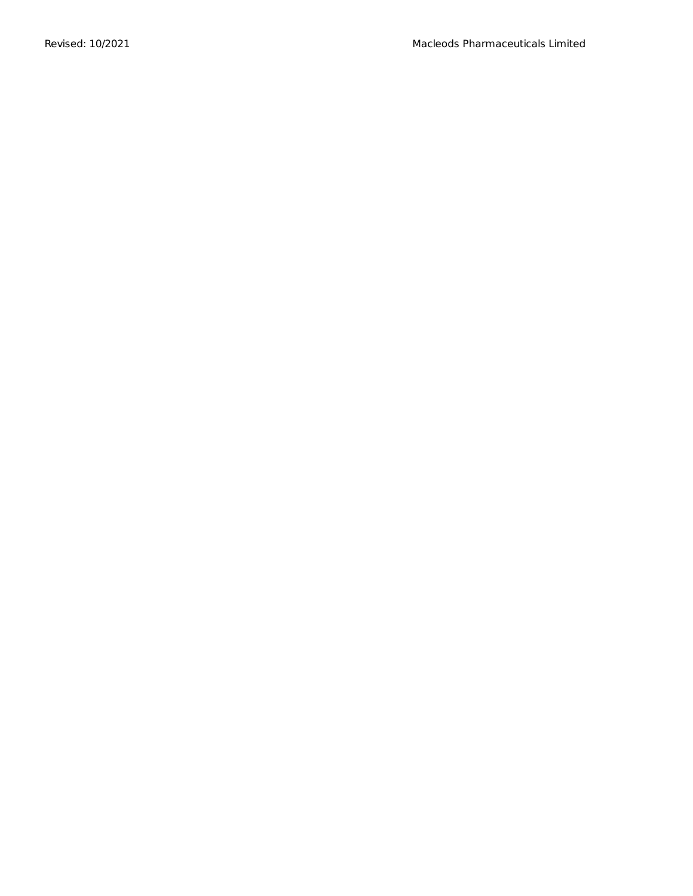Revised: 10/2021 Macleods Pharmaceuticals Limited